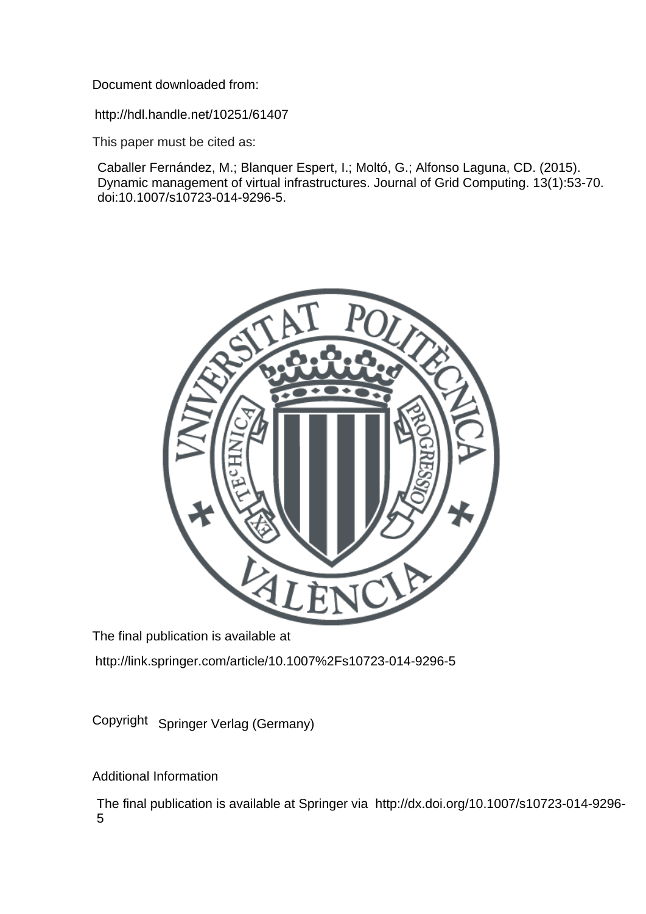Document downloaded from:

http://hdl.handle.net/10251/61407

This paper must be cited as:

Caballer Fernández, M.; Blanquer Espert, I.; Moltó, G.; Alfonso Laguna, CD. (2015). Dynamic management of virtual infrastructures. Journal of Grid Computing. 13(1):53-70. doi:10.1007/s10723-014-9296-5.

The final publication is available at

http://link.springer.com/article/10.1007%2Fs10723-014-9296-5

Copyright Springer Verlag (Germany)

Additional Information

The final publication is available at Springer via http://dx.doi.org/10.1007/s10723-014-9296-5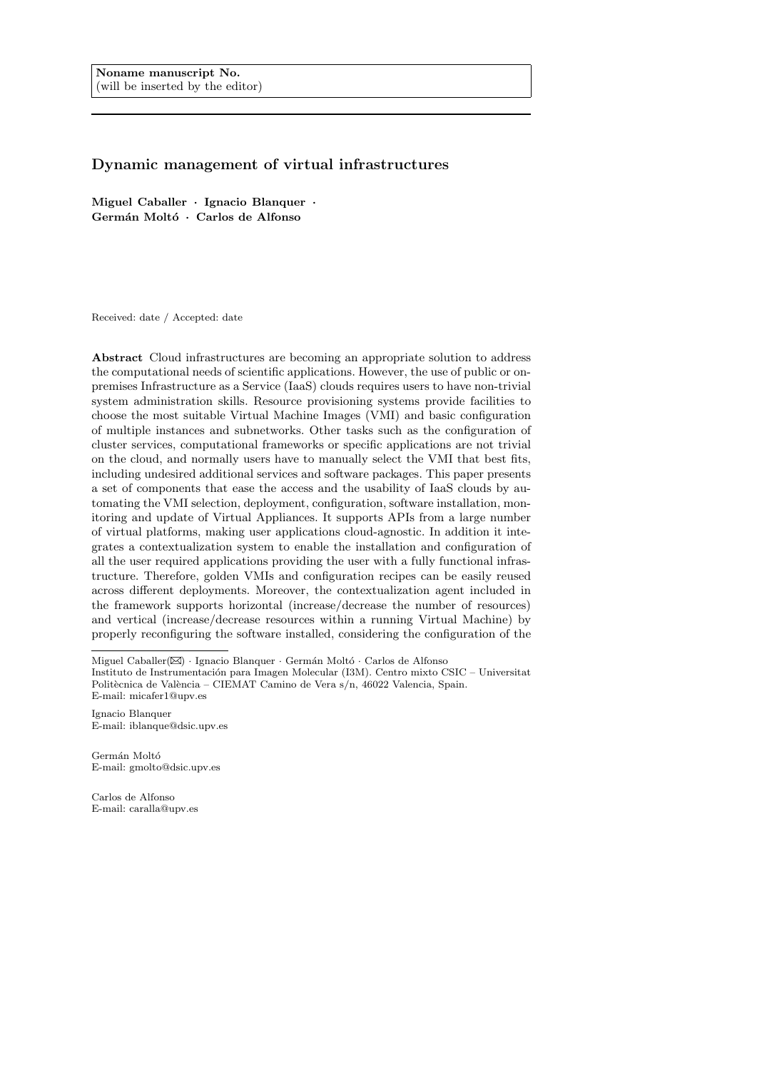Noname manuscript No.
(will be inserted by the editor)

# Dynamic management of virtual infrastructures

**Miguel Caballer · Ignacio Blanquer · Germán Moltó · Carlos de Alfonso**

Received: date / Accepted: date

**Abstract** Cloud infrastructures are becoming an appropriate solution to address the computational needs of scientific applications. However, the use of public or on-premises Infrastructure as a Service (IaaS) clouds requires users to have non-trivial system administration skills. Resource provisioning systems provide facilities to choose the most suitable Virtual Machine Images (VMI) and basic configuration of multiple instances and subnetworks. Other tasks such as the configuration of cluster services, computational frameworks or specific applications are not trivial on the cloud, and normally users have to manually select the VMI that best fits, including undesired additional services and software packages. This paper presents a set of components that ease the access and the usability of IaaS clouds by automating the VMI selection, deployment, configuration, software installation, monitoring and update of Virtual Appliances. It supports APIs from a large number of virtual platforms, making user applications cloud-agnostic. In addition it integrates a contextualization system to enable the installation and configuration of all the user required applications providing the user with a fully functional infrastructure. Therefore, golden VMIs and configuration recipes can be easily reused across different deployments. Moreover, the contextualization agent included in the framework supports horizontal (increase/decrease the number of resources) and vertical (increase/decrease resources within a running Virtual Machine) by properly reconfiguring the software installed, considering the configuration of the

---

Miguel Caballer(✉) · Ignacio Blanquer · Germán Moltó · Carlos de Alfonso
Instituto de Instrumentación para Imagen Molecular (I3M). Centro mixto CSIC – Universitat Politècnica de València – CIEMAT Camino de Vera s/n, 46022 Valencia, Spain.
E-mail: micafer1@upv.es

Ignacio Blanquer
E-mail: iblanque@dsic.upv.es

Germán Moltó
E-mail: gmolto@dsic.upv.es

Carlos de Alfonso
E-mail: caralla@upv.es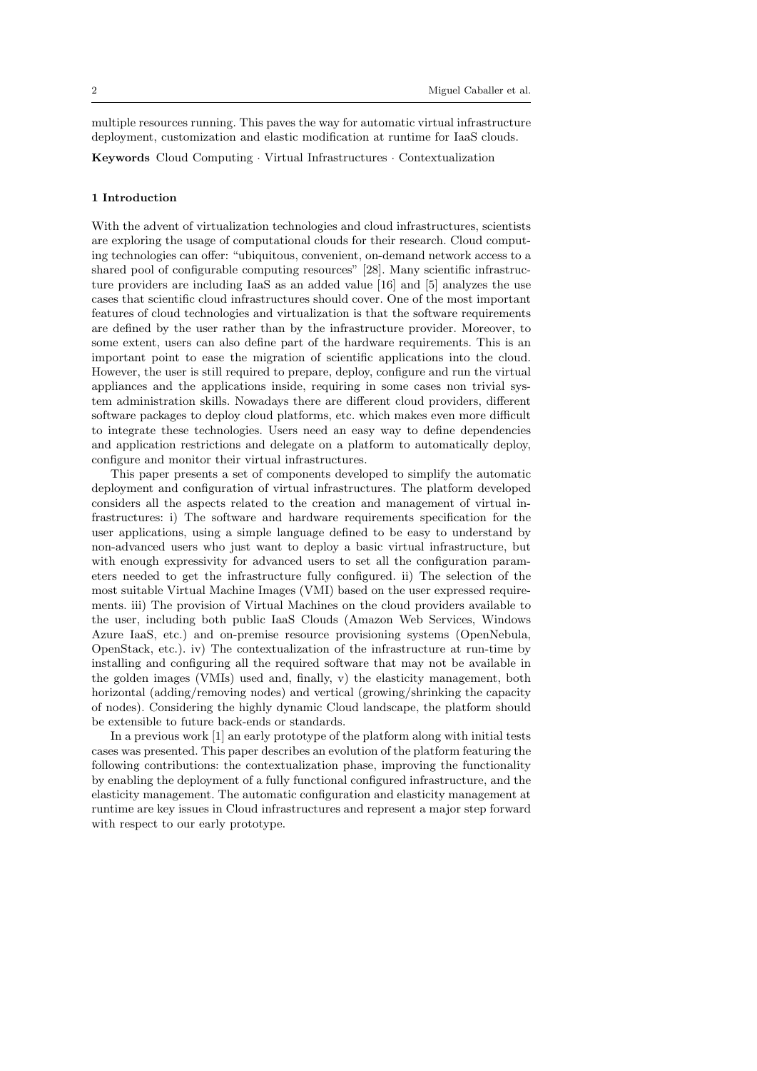multiple resources running. This paves the way for automatic virtual infrastructure deployment, customization and elastic modification at runtime for IaaS clouds.

**Keywords** Cloud Computing · Virtual Infrastructures · Contextualization

## 1 Introduction

With the advent of virtualization technologies and cloud infrastructures, scientists are exploring the usage of computational clouds for their research. Cloud computing technologies can offer: "ubiquitous, convenient, on-demand network access to a shared pool of configurable computing resources" [28]. Many scientific infrastructure providers are including IaaS as an added value [16] and [5] analyzes the use cases that scientific cloud infrastructures should cover. One of the most important features of cloud technologies and virtualization is that the software requirements are defined by the user rather than by the infrastructure provider. Moreover, to some extent, users can also define part of the hardware requirements. This is an important point to ease the migration of scientific applications into the cloud. However, the user is still required to prepare, deploy, configure and run the virtual appliances and the applications inside, requiring in some cases non trivial system administration skills. Nowadays there are different cloud providers, different software packages to deploy cloud platforms, etc. which makes even more difficult to integrate these technologies. Users need an easy way to define dependencies and application restrictions and delegate on a platform to automatically deploy, configure and monitor their virtual infrastructures.

This paper presents a set of components developed to simplify the automatic deployment and configuration of virtual infrastructures. The platform developed considers all the aspects related to the creation and management of virtual infrastructures: i) The software and hardware requirements specification for the user applications, using a simple language defined to be easy to understand by non-advanced users who just want to deploy a basic virtual infrastructure, but with enough expressivity for advanced users to set all the configuration parameters needed to get the infrastructure fully configured. ii) The selection of the most suitable Virtual Machine Images (VMI) based on the user expressed requirements. iii) The provision of Virtual Machines on the cloud providers available to the user, including both public IaaS Clouds (Amazon Web Services, Windows Azure IaaS, etc.) and on-premise resource provisioning systems (OpenNebula, OpenStack, etc.). iv) The contextualization of the infrastructure at run-time by installing and configuring all the required software that may not be available in the golden images (VMIs) used and, finally, v) the elasticity management, both horizontal (adding/removing nodes) and vertical (growing/shrinking the capacity of nodes). Considering the highly dynamic Cloud landscape, the platform should be extensible to future back-ends or standards.

In a previous work [1] an early prototype of the platform along with initial tests cases was presented. This paper describes an evolution of the platform featuring the following contributions: the contextualization phase, improving the functionality by enabling the deployment of a fully functional configured infrastructure, and the elasticity management. The automatic configuration and elasticity management at runtime are key issues in Cloud infrastructures and represent a major step forward with respect to our early prototype.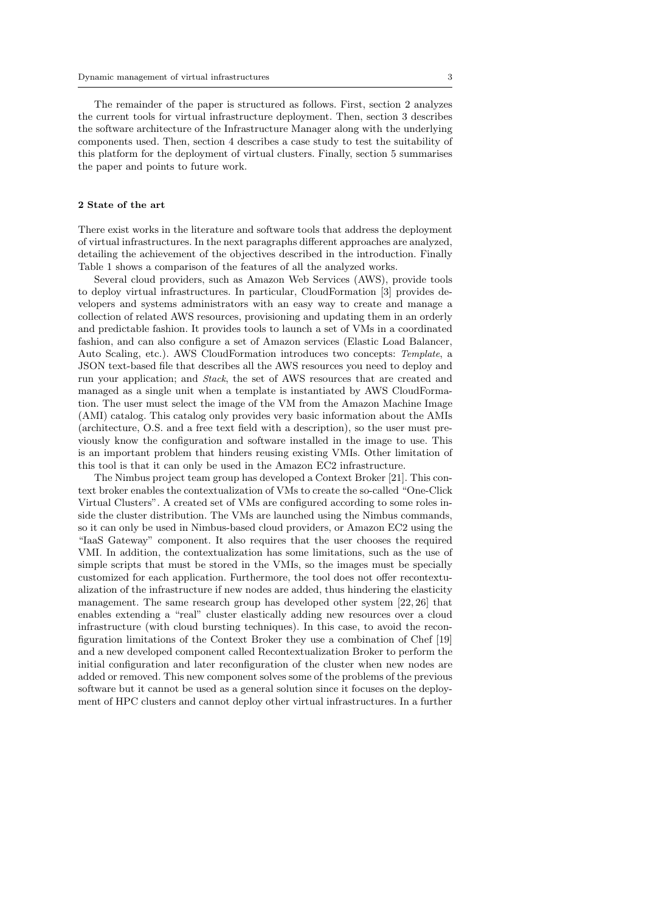The remainder of the paper is structured as follows. First, section 2 analyzes the current tools for virtual infrastructure deployment. Then, section 3 describes the software architecture of the Infrastructure Manager along with the underlying components used. Then, section 4 describes a case study to test the suitability of this platform for the deployment of virtual clusters. Finally, section 5 summarises the paper and points to future work.

## 2 State of the art

There exist works in the literature and software tools that address the deployment of virtual infrastructures. In the next paragraphs different approaches are analyzed, detailing the achievement of the objectives described in the introduction. Finally Table 1 shows a comparison of the features of all the analyzed works.

Several cloud providers, such as Amazon Web Services (AWS), provide tools to deploy virtual infrastructures. In particular, CloudFormation [3] provides developers and systems administrators with an easy way to create and manage a collection of related AWS resources, provisioning and updating them in an orderly and predictable fashion. It provides tools to launch a set of VMs in a coordinated fashion, and can also configure a set of Amazon services (Elastic Load Balancer, Auto Scaling, etc.). AWS CloudFormation introduces two concepts: *Template*, a JSON text-based file that describes all the AWS resources you need to deploy and run your application; and *Stack*, the set of AWS resources that are created and managed as a single unit when a template is instantiated by AWS CloudFormation. The user must select the image of the VM from the Amazon Machine Image (AMI) catalog. This catalog only provides very basic information about the AMIs (architecture, O.S. and a free text field with a description), so the user must previously know the configuration and software installed in the image to use. This is an important problem that hinders reusing existing VMIs. Other limitation of this tool is that it can only be used in the Amazon EC2 infrastructure.

The Nimbus project team group has developed a Context Broker [21]. This context broker enables the contextualization of VMs to create the so-called "One-Click Virtual Clusters". A created set of VMs are configured according to some roles inside the cluster distribution. The VMs are launched using the Nimbus commands, so it can only be used in Nimbus-based cloud providers, or Amazon EC2 using the "IaaS Gateway" component. It also requires that the user chooses the required VMI. In addition, the contextualization has some limitations, such as the use of simple scripts that must be stored in the VMIs, so the images must be specially customized for each application. Furthermore, the tool does not offer recontextualization of the infrastructure if new nodes are added, thus hindering the elasticity management. The same research group has developed other system [22, 26] that enables extending a "real" cluster elastically adding new resources over a cloud infrastructure (with cloud bursting techniques). In this case, to avoid the reconfiguration limitations of the Context Broker they use a combination of Chef [19] and a new developed component called Recontextualization Broker to perform the initial configuration and later reconfiguration of the cluster when new nodes are added or removed. This new component solves some of the problems of the previous software but it cannot be used as a general solution since it focuses on the deployment of HPC clusters and cannot deploy other virtual infrastructures. In a further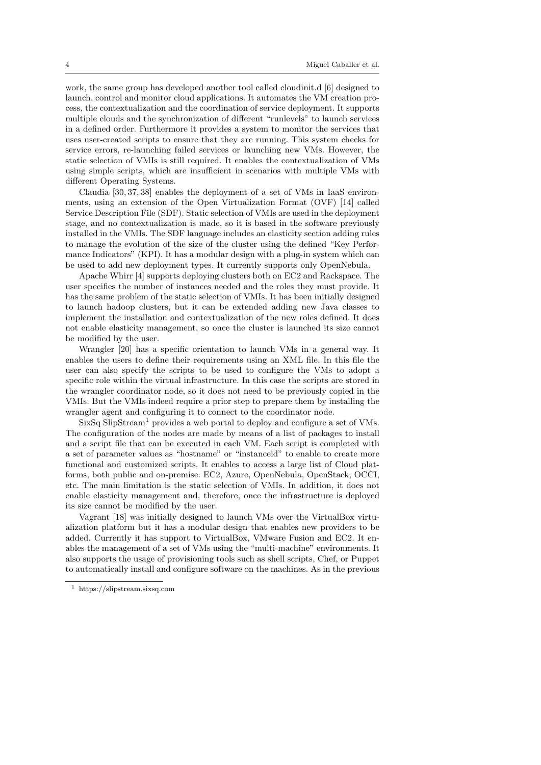work, the same group has developed another tool called cloudinit.d [6] designed to launch, control and monitor cloud applications. It automates the VM creation process, the contextualization and the coordination of service deployment. It supports multiple clouds and the synchronization of different "runlevels" to launch services in a defined order. Furthermore it provides a system to monitor the services that uses user-created scripts to ensure that they are running. This system checks for service errors, re-launching failed services or launching new VMs. However, the static selection of VMIs is still required. It enables the contextualization of VMs using simple scripts, which are insufficient in scenarios with multiple VMs with different Operating Systems.

Claudia [30, 37, 38] enables the deployment of a set of VMs in IaaS environments, using an extension of the Open Virtualization Format (OVF) [14] called Service Description File (SDF). Static selection of VMIs are used in the deployment stage, and no contextualization is made, so it is based in the software previously installed in the VMIs. The SDF language includes an elasticity section adding rules to manage the evolution of the size of the cluster using the defined "Key Performance Indicators" (KPI). It has a modular design with a plug-in system which can be used to add new deployment types. It currently supports only OpenNebula.

Apache Whirr [4] supports deploying clusters both on EC2 and Rackspace. The user specifies the number of instances needed and the roles they must provide. It has the same problem of the static selection of VMIs. It has been initially designed to launch hadoop clusters, but it can be extended adding new Java classes to implement the installation and contextualization of the new roles defined. It does not enable elasticity management, so once the cluster is launched its size cannot be modified by the user.

Wrangler [20] has a specific orientation to launch VMs in a general way. It enables the users to define their requirements using an XML file. In this file the user can also specify the scripts to be used to configure the VMs to adopt a specific role within the virtual infrastructure. In this case the scripts are stored in the wrangler coordinator node, so it does not need to be previously copied in the VMIs. But the VMIs indeed require a prior step to prepare them by installing the wrangler agent and configuring it to connect to the coordinator node.

SixSq SlipStream[1] provides a web portal to deploy and configure a set of VMs. The configuration of the nodes are made by means of a list of packages to install and a script file that can be executed in each VM. Each script is completed with a set of parameter values as "hostname" or "instanceid" to enable to create more functional and customized scripts. It enables to access a large list of Cloud platforms, both public and on-premise: EC2, Azure, OpenNebula, OpenStack, OCCI, etc. The main limitation is the static selection of VMIs. In addition, it does not enable elasticity management and, therefore, once the infrastructure is deployed its size cannot be modified by the user.

Vagrant [18] was initially designed to launch VMs over the VirtualBox virtualization platform but it has a modular design that enables new providers to be added. Currently it has support to VirtualBox, VMware Fusion and EC2. It enables the management of a set of VMs using the "multi-machine" environments. It also supports the usage of provisioning tools such as shell scripts, Chef, or Puppet to automatically install and configure software on the machines. As in the previous

[1] https://slipstream.sixsq.com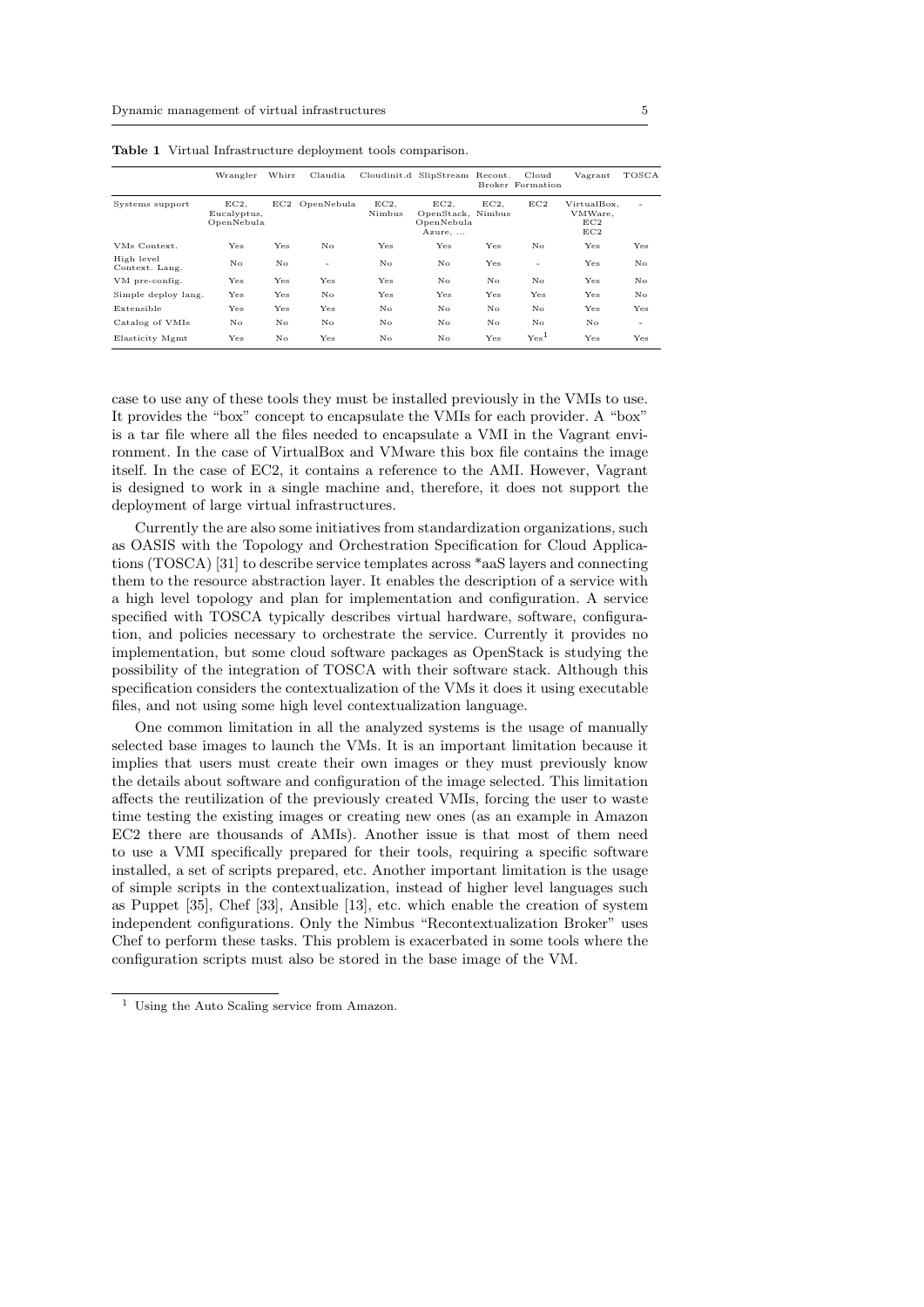**Table 1** Virtual Infrastructure deployment tools comparison.

| | Wrangler | Whirr | Claudia | Cloudinit.d | SlipStream | Recont. Broker | Cloud Formation | Vagrant | TOSCA |
|---|---|---|---|---|---|---|---|---|---|
| Systems support | EC2, Eucalyptus, OpenNebula | EC2 | OpenNebula | EC2, Nimbus | EC2, OpenStack, OpenNebula Azure, ... | EC2, Nimbus | EC2 | VirtualBox, VMWare, EC2 EC2 | - |
| VMs Context. | Yes | Yes | No | Yes | Yes | Yes | No | Yes | Yes |
| High level Context. Lang. | No | No | - | No | No | Yes | - | Yes | No |
| VM pre-config. | Yes | Yes | Yes | Yes | No | No | No | Yes | No |
| Simple deploy lang. | Yes | Yes | No | Yes | Yes | Yes | Yes | Yes | No |
| Extensible | Yes | Yes | Yes | No | No | No | No | Yes | Yes |
| Catalog of VMIs | No | No | No | No | No | No | No | No | - |
| Elasticity Mgmt | Yes | No | Yes | No | No | Yes | Yes[1] | Yes | Yes |

case to use any of these tools they must be installed previously in the VMIs to use. It provides the "box" concept to encapsulate the VMIs for each provider. A "box" is a tar file where all the files needed to encapsulate a VMI in the Vagrant environment. In the case of VirtualBox and VMware this box file contains the image itself. In the case of EC2, it contains a reference to the AMI. However, Vagrant is designed to work in a single machine and, therefore, it does not support the deployment of large virtual infrastructures.

Currently the are also some initiatives from standardization organizations, such as OASIS with the Topology and Orchestration Specification for Cloud Applications (TOSCA) [31] to describe service templates across *aaS layers and connecting them to the resource abstraction layer. It enables the description of a service with a high level topology and plan for implementation and configuration. A service specified with TOSCA typically describes virtual hardware, software, configuration, and policies necessary to orchestrate the service. Currently it provides no implementation, but some cloud software packages as OpenStack is studying the possibility of the integration of TOSCA with their software stack. Although this specification considers the contextualization of the VMs it does it using executable files, and not using some high level contextualization language.

One common limitation in all the analyzed systems is the usage of manually selected base images to launch the VMs. It is an important limitation because it implies that users must create their own images or they must previously know the details about software and configuration of the image selected. This limitation affects the reutilization of the previously created VMIs, forcing the user to waste time testing the existing images or creating new ones (as an example in Amazon EC2 there are thousands of AMIs). Another issue is that most of them need to use a VMI specifically prepared for their tools, requiring a specific software installed, a set of scripts prepared, etc. Another important limitation is the usage of simple scripts in the contextualization, instead of higher level languages such as Puppet [35], Chef [33], Ansible [13], etc. which enable the creation of system independent configurations. Only the Nimbus "Recontextualization Broker" uses Chef to perform these tasks. This problem is exacerbated in some tools where the configuration scripts must also be stored in the base image of the VM.

[1] Using the Auto Scaling service from Amazon.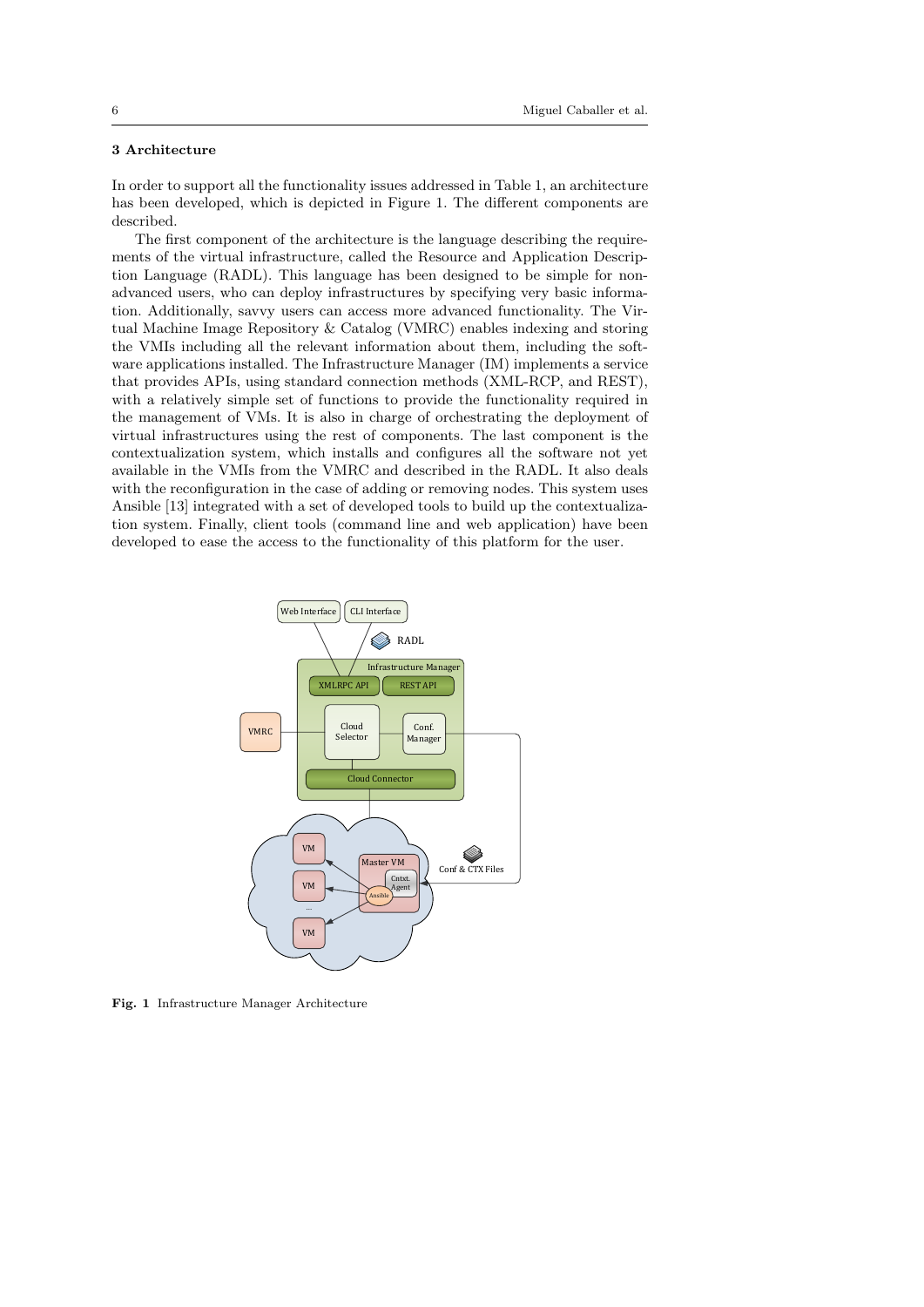## 3 Architecture

In order to support all the functionality issues addressed in Table 1, an architecture has been developed, which is depicted in Figure 1. The different components are described.

The first component of the architecture is the language describing the requirements of the virtual infrastructure, called the Resource and Application Description Language (RADL). This language has been designed to be simple for non-advanced users, who can deploy infrastructures by specifying very basic information. Additionally, savvy users can access more advanced functionality. The Virtual Machine Image Repository & Catalog (VMRC) enables indexing and storing the VMIs including all the relevant information about them, including the software applications installed. The Infrastructure Manager (IM) implements a service that provides APIs, using standard connection methods (XML-RCP, and REST), with a relatively simple set of functions to provide the functionality required in the management of VMs. It is also in charge of orchestrating the deployment of virtual infrastructures using the rest of components. The last component is the contextualization system, which installs and configures all the software not yet available in the VMIs from the VMRC and described in the RADL. It also deals with the reconfiguration in the case of adding or removing nodes. This system uses Ansible [13] integrated with a set of developed tools to build up the contextualization system. Finally, client tools (command line and web application) have been developed to ease the access to the functionality of this platform for the user.

**Fig. 1** Infrastructure Manager Architecture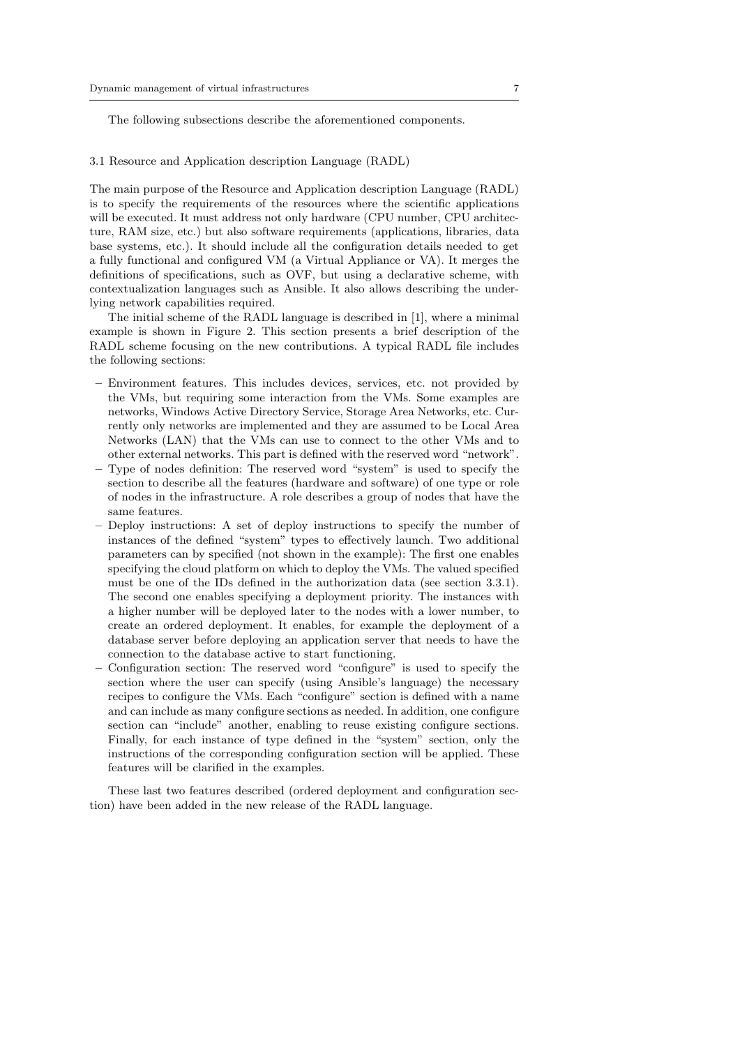The following subsections describe the aforementioned components.

### 3.1 Resource and Application description Language (RADL)

The main purpose of the Resource and Application description Language (RADL) is to specify the requirements of the resources where the scientific applications will be executed. It must address not only hardware (CPU number, CPU architecture, RAM size, etc.) but also software requirements (applications, libraries, data base systems, etc.). It should include all the configuration details needed to get a fully functional and configured VM (a Virtual Appliance or VA). It merges the definitions of specifications, such as OVF, but using a declarative scheme, with contextualization languages such as Ansible. It also allows describing the underlying network capabilities required.

The initial scheme of the RADL language is described in [1], where a minimal example is shown in Figure 2. This section presents a brief description of the RADL scheme focusing on the new contributions. A typical RADL file includes the following sections:

- Environment features. This includes devices, services, etc. not provided by the VMs, but requiring some interaction from the VMs. Some examples are networks, Windows Active Directory Service, Storage Area Networks, etc. Currently only networks are implemented and they are assumed to be Local Area Networks (LAN) that the VMs can use to connect to the other VMs and to other external networks. This part is defined with the reserved word "network".
- Type of nodes definition: The reserved word "system" is used to specify the section to describe all the features (hardware and software) of one type or role of nodes in the infrastructure. A role describes a group of nodes that have the same features.
- Deploy instructions: A set of deploy instructions to specify the number of instances of the defined "system" types to effectively launch. Two additional parameters can by specified (not shown in the example): The first one enables specifying the cloud platform on which to deploy the VMs. The valued specified must be one of the IDs defined in the authorization data (see section 3.3.1). The second one enables specifying a deployment priority. The instances with a higher number will be deployed later to the nodes with a lower number, to create an ordered deployment. It enables, for example the deployment of a database server before deploying an application server that needs to have the connection to the database active to start functioning.
- Configuration section: The reserved word "configure" is used to specify the section where the user can specify (using Ansible's language) the necessary recipes to configure the VMs. Each "configure" section is defined with a name and can include as many configure sections as needed. In addition, one configure section can "include" another, enabling to reuse existing configure sections. Finally, for each instance of type defined in the "system" section, only the instructions of the corresponding configuration section will be applied. These features will be clarified in the examples.

These last two features described (ordered deployment and configuration section) have been added in the new release of the RADL language.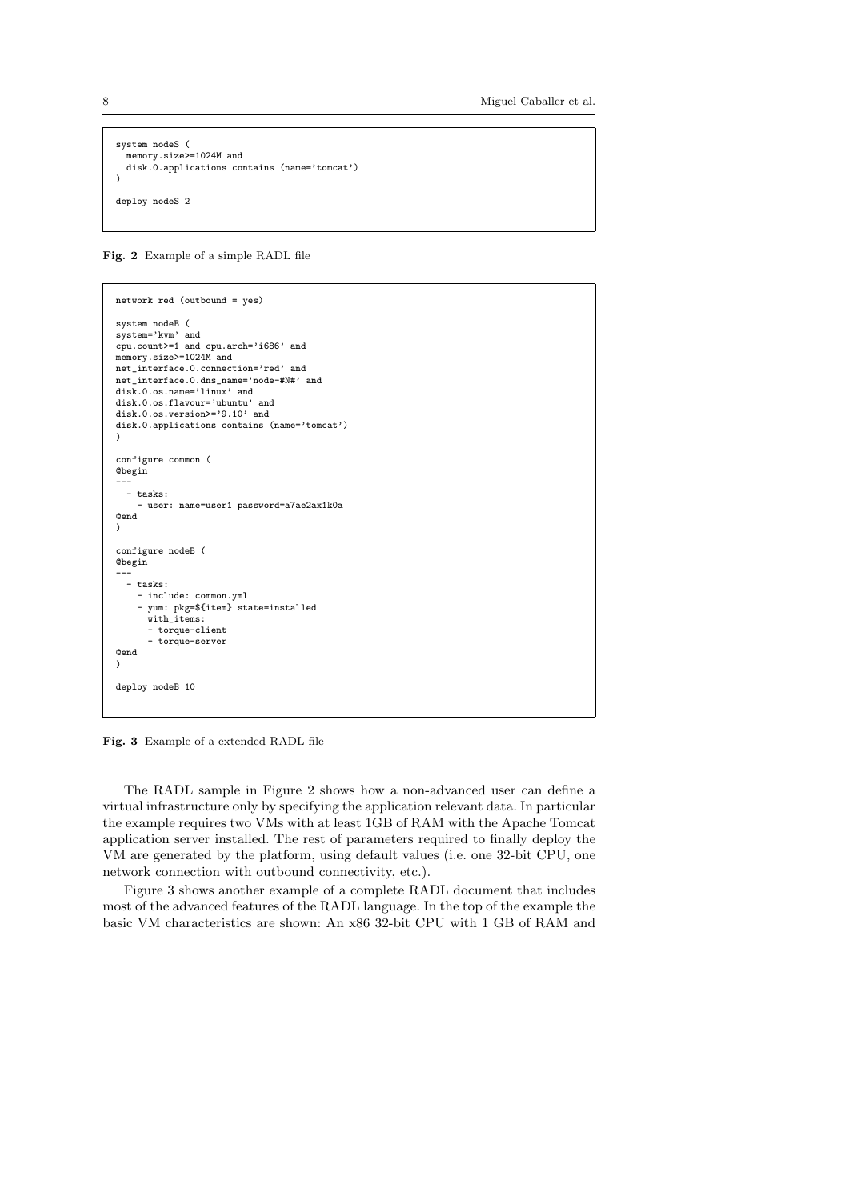```
system nodeS (
  memory.size>=1024M and
  disk.0.applications contains (name='tomcat')
)

deploy nodeS 2
```

**Fig. 2** Example of a simple RADL file

```
network red (outbound = yes)

system nodeB (
system='kvm' and
cpu.count>=1 and cpu.arch='i686' and
memory.size>=1024M and
net_interface.0.connection='red' and
net_interface.0.dns_name='node-#N#' and
disk.0.os.name='linux' and
disk.0.os.flavour='ubuntu' and
disk.0.os.version>='9.10' and
disk.0.applications contains (name='tomcat')
)

configure common (
@begin
---
  - tasks:
    - user: name=user1 password=a7ae2ax1k0a
@end
)

configure nodeB (
@begin
---
  - tasks:
    - include: common.yml
    - yum: pkg=${item} state=installed
      with_items:
      - torque-client
      - torque-server
@end
)

deploy nodeB 10
```

**Fig. 3** Example of a extended RADL file

The RADL sample in Figure 2 shows how a non-advanced user can define a virtual infrastructure only by specifying the application relevant data. In particular the example requires two VMs with at least 1GB of RAM with the Apache Tomcat application server installed. The rest of parameters required to finally deploy the VM are generated by the platform, using default values (i.e. one 32-bit CPU, one network connection with outbound connectivity, etc.).

Figure 3 shows another example of a complete RADL document that includes most of the advanced features of the RADL language. In the top of the example the basic VM characteristics are shown: An x86 32-bit CPU with 1 GB of RAM and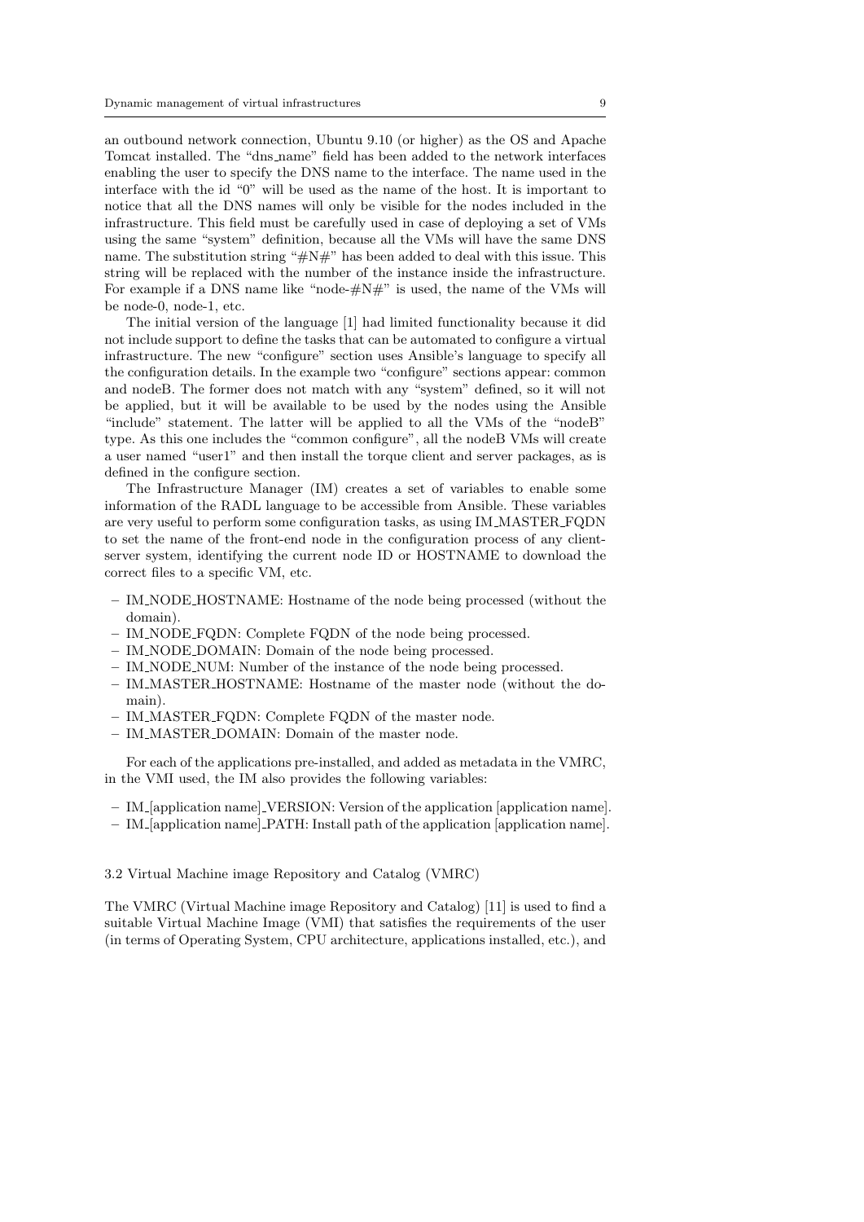an outbound network connection, Ubuntu 9.10 (or higher) as the OS and Apache Tomcat installed. The "dns_name" field has been added to the network interfaces enabling the user to specify the DNS name to the interface. The name used in the interface with the id "0" will be used as the name of the host. It is important to notice that all the DNS names will only be visible for the nodes included in the infrastructure. This field must be carefully used in case of deploying a set of VMs using the same "system" definition, because all the VMs will have the same DNS name. The substitution string "#N#" has been added to deal with this issue. This string will be replaced with the number of the instance inside the infrastructure. For example if a DNS name like "node-#N#" is used, the name of the VMs will be node-0, node-1, etc.

The initial version of the language [1] had limited functionality because it did not include support to define the tasks that can be automated to configure a virtual infrastructure. The new "configure" section uses Ansible's language to specify all the configuration details. In the example two "configure" sections appear: common and nodeB. The former does not match with any "system" defined, so it will not be applied, but it will be available to be used by the nodes using the Ansible "include" statement. The latter will be applied to all the VMs of the "nodeB" type. As this one includes the "common configure", all the nodeB VMs will create a user named "user1" and then install the torque client and server packages, as is defined in the configure section.

The Infrastructure Manager (IM) creates a set of variables to enable some information of the RADL language to be accessible from Ansible. These variables are very useful to perform some configuration tasks, as using IM_MASTER_FQDN to set the name of the front-end node in the configuration process of any client-server system, identifying the current node ID or HOSTNAME to download the correct files to a specific VM, etc.

- IM_NODE_HOSTNAME: Hostname of the node being processed (without the domain).
- IM_NODE_FQDN: Complete FQDN of the node being processed.
- IM_NODE_DOMAIN: Domain of the node being processed.
- IM_NODE_NUM: Number of the instance of the node being processed.
- IM_MASTER_HOSTNAME: Hostname of the master node (without the domain).
- IM_MASTER_FQDN: Complete FQDN of the master node.
- IM_MASTER_DOMAIN: Domain of the master node.

For each of the applications pre-installed, and added as metadata in the VMRC, in the VMI used, the IM also provides the following variables:

- IM_[application name]_VERSION: Version of the application [application name].
- IM_[application name]_PATH: Install path of the application [application name].

### 3.2 Virtual Machine image Repository and Catalog (VMRC)

The VMRC (Virtual Machine image Repository and Catalog) [11] is used to find a suitable Virtual Machine Image (VMI) that satisfies the requirements of the user (in terms of Operating System, CPU architecture, applications installed, etc.), and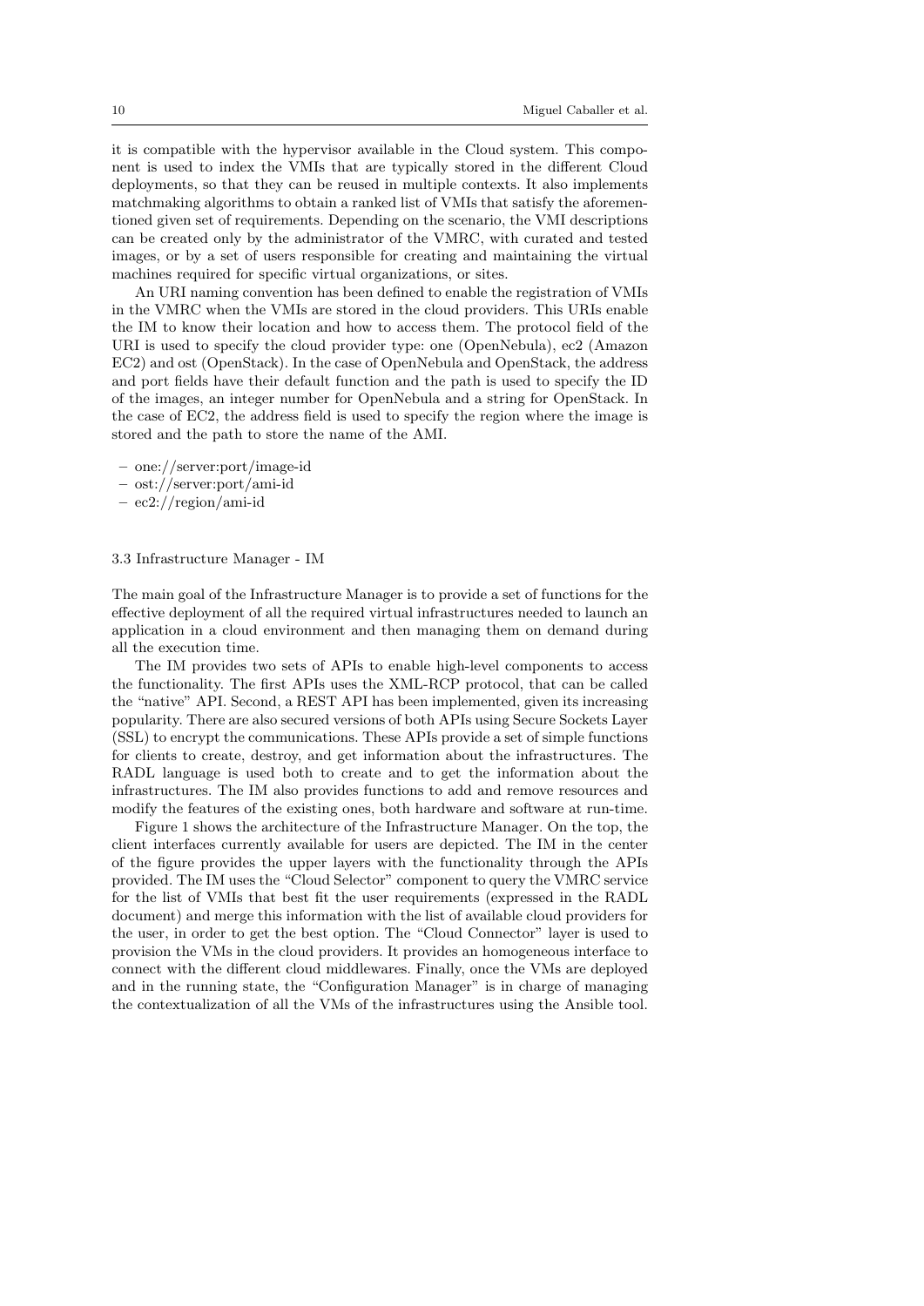it is compatible with the hypervisor available in the Cloud system. This component is used to index the VMIs that are typically stored in the different Cloud deployments, so that they can be reused in multiple contexts. It also implements matchmaking algorithms to obtain a ranked list of VMIs that satisfy the aforementioned given set of requirements. Depending on the scenario, the VMI descriptions can be created only by the administrator of the VMRC, with curated and tested images, or by a set of users responsible for creating and maintaining the virtual machines required for specific virtual organizations, or sites.

An URI naming convention has been defined to enable the registration of VMIs in the VMRC when the VMIs are stored in the cloud providers. This URIs enable the IM to know their location and how to access them. The protocol field of the URI is used to specify the cloud provider type: one (OpenNebula), ec2 (Amazon EC2) and ost (OpenStack). In the case of OpenNebula and OpenStack, the address and port fields have their default function and the path is used to specify the ID of the images, an integer number for OpenNebula and a string for OpenStack. In the case of EC2, the address field is used to specify the region where the image is stored and the path to store the name of the AMI.

- one://server:port/image-id
- ost://server:port/ami-id
- ec2://region/ami-id

### 3.3 Infrastructure Manager - IM

The main goal of the Infrastructure Manager is to provide a set of functions for the effective deployment of all the required virtual infrastructures needed to launch an application in a cloud environment and then managing them on demand during all the execution time.

The IM provides two sets of APIs to enable high-level components to access the functionality. The first APIs uses the XML-RCP protocol, that can be called the "native" API. Second, a REST API has been implemented, given its increasing popularity. There are also secured versions of both APIs using Secure Sockets Layer (SSL) to encrypt the communications. These APIs provide a set of simple functions for clients to create, destroy, and get information about the infrastructures. The RADL language is used both to create and to get the information about the infrastructures. The IM also provides functions to add and remove resources and modify the features of the existing ones, both hardware and software at run-time.

Figure 1 shows the architecture of the Infrastructure Manager. On the top, the client interfaces currently available for users are depicted. The IM in the center of the figure provides the upper layers with the functionality through the APIs provided. The IM uses the "Cloud Selector" component to query the VMRC service for the list of VMIs that best fit the user requirements (expressed in the RADL document) and merge this information with the list of available cloud providers for the user, in order to get the best option. The "Cloud Connector" layer is used to provision the VMs in the cloud providers. It provides an homogeneous interface to connect with the different cloud middlewares. Finally, once the VMs are deployed and in the running state, the "Configuration Manager" is in charge of managing the contextualization of all the VMs of the infrastructures using the Ansible tool.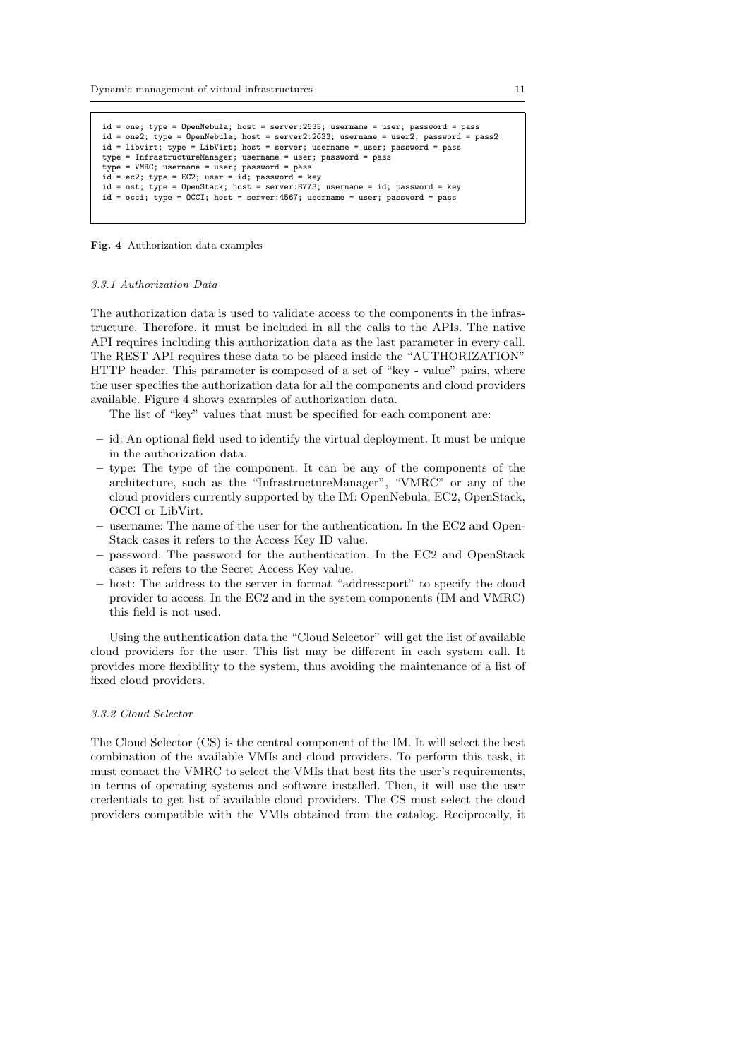```
id = one; type = OpenNebula; host = server:2633; username = user; password = pass
id = one2; type = OpenNebula; host = server2:2633; username = user2; password = pass2
id = libvirt; type = LibVirt; host = server; username = user; password = pass
type = InfrastructureManager; username = user; password = pass
type = VMRC; username = user; password = pass
id = ec2; type = EC2; user = id; password = key
id = ost; type = OpenStack; host = server:8773; username = id; password = key
id = occi; type = OCCI; host = server:4567; username = user; password = pass
```

**Fig. 4** Authorization data examples

#### *3.3.1 Authorization Data*

The authorization data is used to validate access to the components in the infrastructure. Therefore, it must be included in all the calls to the APIs. The native API requires including this authorization data as the last parameter in every call. The REST API requires these data to be placed inside the "AUTHORIZATION" HTTP header. This parameter is composed of a set of "key - value" pairs, where the user specifies the authorization data for all the components and cloud providers available. Figure 4 shows examples of authorization data.

The list of "key" values that must be specified for each component are:

- id: An optional field used to identify the virtual deployment. It must be unique in the authorization data.
- type: The type of the component. It can be any of the components of the architecture, such as the "InfrastructureManager", "VMRC" or any of the cloud providers currently supported by the IM: OpenNebula, EC2, OpenStack, OCCI or LibVirt.
- username: The name of the user for the authentication. In the EC2 and OpenStack cases it refers to the Access Key ID value.
- password: The password for the authentication. In the EC2 and OpenStack cases it refers to the Secret Access Key value.
- host: The address to the server in format "address:port" to specify the cloud provider to access. In the EC2 and in the system components (IM and VMRC) this field is not used.

Using the authentication data the "Cloud Selector" will get the list of available cloud providers for the user. This list may be different in each system call. It provides more flexibility to the system, thus avoiding the maintenance of a list of fixed cloud providers.

#### *3.3.2 Cloud Selector*

The Cloud Selector (CS) is the central component of the IM. It will select the best combination of the available VMIs and cloud providers. To perform this task, it must contact the VMRC to select the VMIs that best fits the user's requirements, in terms of operating systems and software installed. Then, it will use the user credentials to get list of available cloud providers. The CS must select the cloud providers compatible with the VMIs obtained from the catalog. Reciprocally, it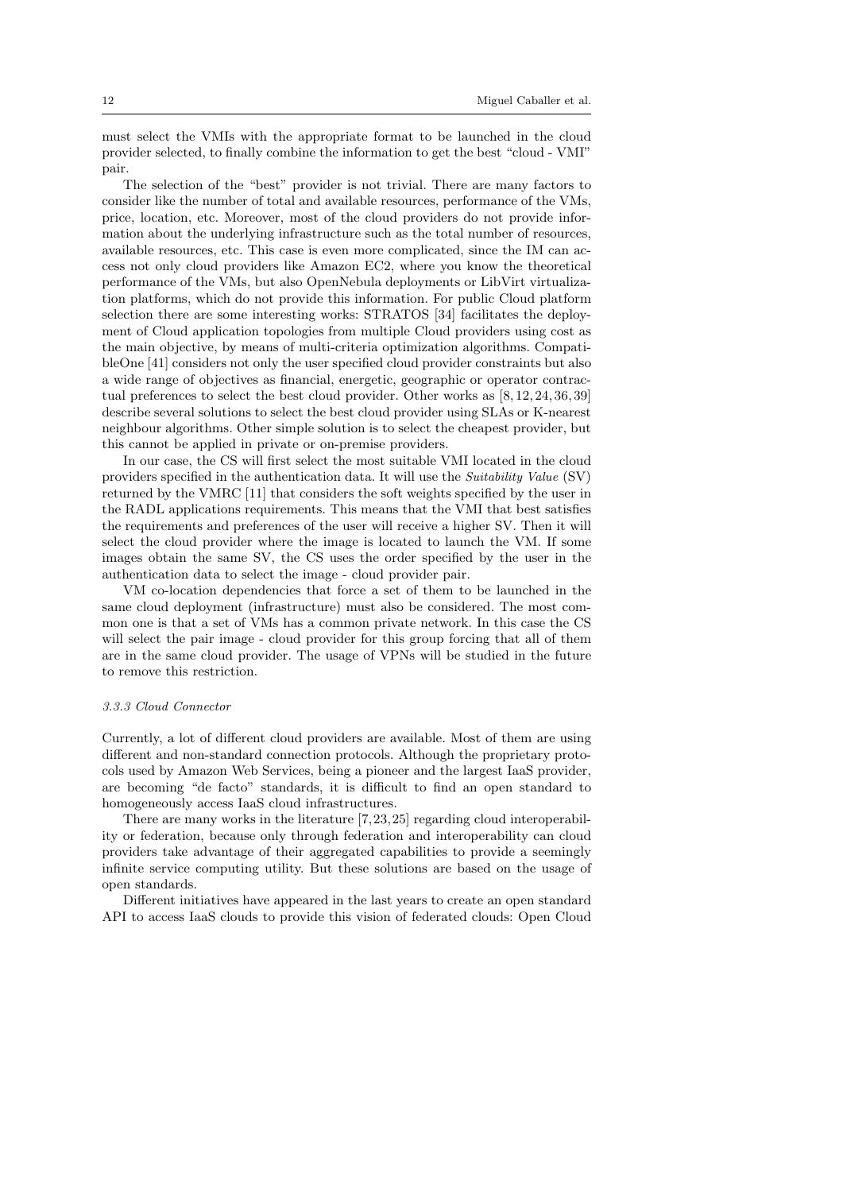must select the VMIs with the appropriate format to be launched in the cloud provider selected, to finally combine the information to get the best "cloud - VMI" pair.

The selection of the "best" provider is not trivial. There are many factors to consider like the number of total and available resources, performance of the VMs, price, location, etc. Moreover, most of the cloud providers do not provide information about the underlying infrastructure such as the total number of resources, available resources, etc. This case is even more complicated, since the IM can access not only cloud providers like Amazon EC2, where you know the theoretical performance of the VMs, but also OpenNebula deployments or LibVirt virtualization platforms, which do not provide this information. For public Cloud platform selection there are some interesting works: STRATOS [34] facilitates the deployment of Cloud application topologies from multiple Cloud providers using cost as the main objective, by means of multi-criteria optimization algorithms. CompatibleOne [41] considers not only the user specified cloud provider constraints but also a wide range of objectives as financial, energetic, geographic or operator contractual preferences to select the best cloud provider. Other works as [8, 12, 24, 36, 39] describe several solutions to select the best cloud provider using SLAs or K-nearest neighbour algorithms. Other simple solution is to select the cheapest provider, but this cannot be applied in private or on-premise providers.

In our case, the CS will first select the most suitable VMI located in the cloud providers specified in the authentication data. It will use the *Suitability Value* (SV) returned by the VMRC [11] that considers the soft weights specified by the user in the RADL applications requirements. This means that the VMI that best satisfies the requirements and preferences of the user will receive a higher SV. Then it will select the cloud provider where the image is located to launch the VM. If some images obtain the same SV, the CS uses the order specified by the user in the authentication data to select the image - cloud provider pair.

VM co-location dependencies that force a set of them to be launched in the same cloud deployment (infrastructure) must also be considered. The most common one is that a set of VMs has a common private network. In this case the CS will select the pair image - cloud provider for this group forcing that all of them are in the same cloud provider. The usage of VPNs will be studied in the future to remove this restriction.

#### *3.3.3 Cloud Connector*

Currently, a lot of different cloud providers are available. Most of them are using different and non-standard connection protocols. Although the proprietary protocols used by Amazon Web Services, being a pioneer and the largest IaaS provider, are becoming "de facto" standards, it is difficult to find an open standard to homogeneously access IaaS cloud infrastructures.

There are many works in the literature [7, 23, 25] regarding cloud interoperability or federation, because only through federation and interoperability can cloud providers take advantage of their aggregated capabilities to provide a seemingly infinite service computing utility. But these solutions are based on the usage of open standards.

Different initiatives have appeared in the last years to create an open standard API to access IaaS clouds to provide this vision of federated clouds: Open Cloud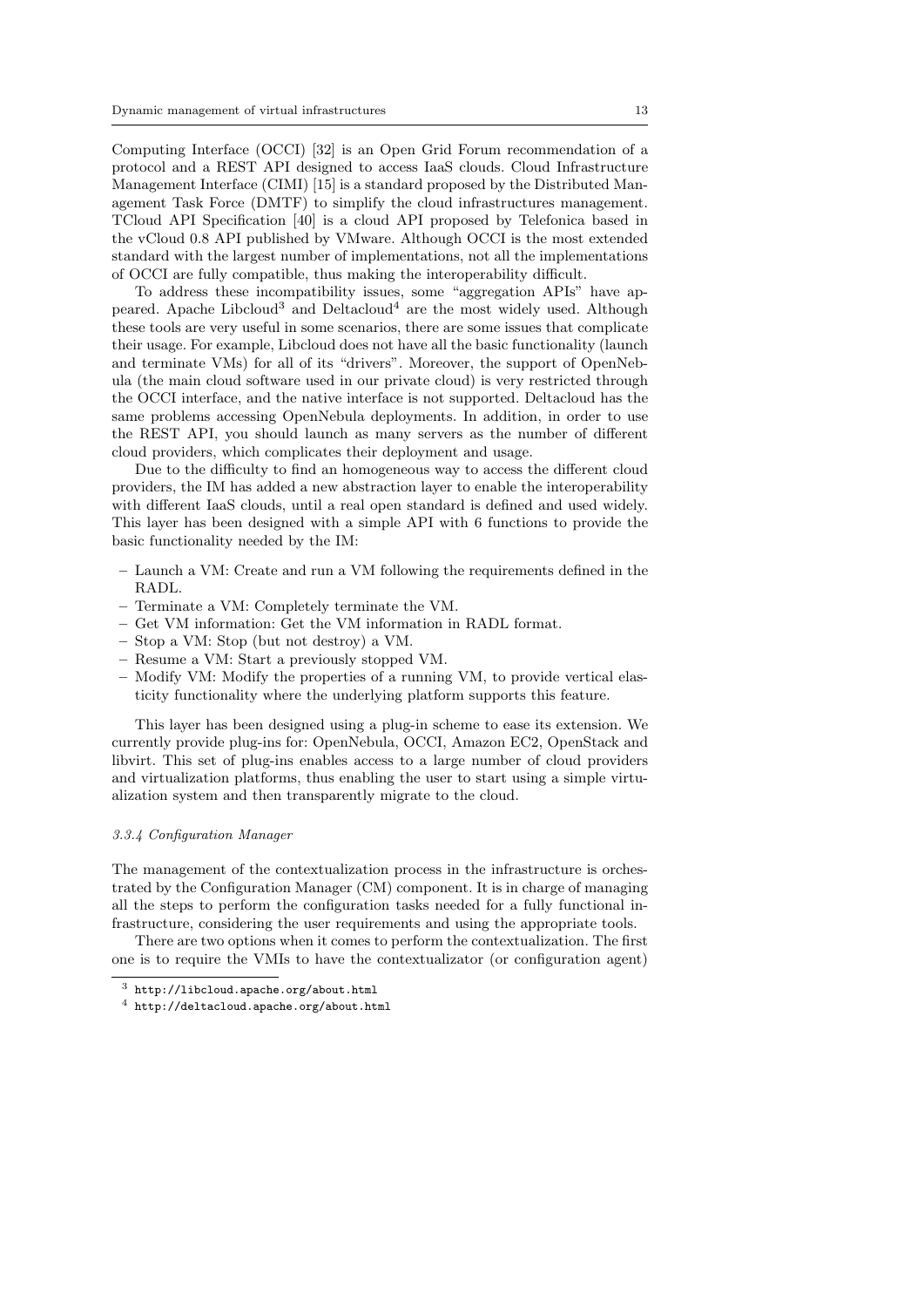Computing Interface (OCCI) [32] is an Open Grid Forum recommendation of a protocol and a REST API designed to access IaaS clouds. Cloud Infrastructure Management Interface (CIMI) [15] is a standard proposed by the Distributed Management Task Force (DMTF) to simplify the cloud infrastructures management. TCloud API Specification [40] is a cloud API proposed by Telefonica based in the vCloud 0.8 API published by VMware. Although OCCI is the most extended standard with the largest number of implementations, not all the implementations of OCCI are fully compatible, thus making the interoperability difficult.

To address these incompatibility issues, some "aggregation APIs" have appeared. Apache Libcloud[3] and Deltacloud[4] are the most widely used. Although these tools are very useful in some scenarios, there are some issues that complicate their usage. For example, Libcloud does not have all the basic functionality (launch and terminate VMs) for all of its "drivers". Moreover, the support of OpenNebula (the main cloud software used in our private cloud) is very restricted through the OCCI interface, and the native interface is not supported. Deltacloud has the same problems accessing OpenNebula deployments. In addition, in order to use the REST API, you should launch as many servers as the number of different cloud providers, which complicates their deployment and usage.

Due to the difficulty to find an homogeneous way to access the different cloud providers, the IM has added a new abstraction layer to enable the interoperability with different IaaS clouds, until a real open standard is defined and used widely. This layer has been designed with a simple API with 6 functions to provide the basic functionality needed by the IM:

- Launch a VM: Create and run a VM following the requirements defined in the RADL.
- Terminate a VM: Completely terminate the VM.
- Get VM information: Get the VM information in RADL format.
- Stop a VM: Stop (but not destroy) a VM.
- Resume a VM: Start a previously stopped VM.
- Modify VM: Modify the properties of a running VM, to provide vertical elasticity functionality where the underlying platform supports this feature.

This layer has been designed using a plug-in scheme to ease its extension. We currently provide plug-ins for: OpenNebula, OCCI, Amazon EC2, OpenStack and libvirt. This set of plug-ins enables access to a large number of cloud providers and virtualization platforms, thus enabling the user to start using a simple virtualization system and then transparently migrate to the cloud.

#### *3.3.4 Configuration Manager*

The management of the contextualization process in the infrastructure is orchestrated by the Configuration Manager (CM) component. It is in charge of managing all the steps to perform the configuration tasks needed for a fully functional infrastructure, considering the user requirements and using the appropriate tools.

There are two options when it comes to perform the contextualization. The first one is to require the VMIs to have the contextualizator (or configuration agent)

[3] http://libcloud.apache.org/about.html

[4] http://deltacloud.apache.org/about.html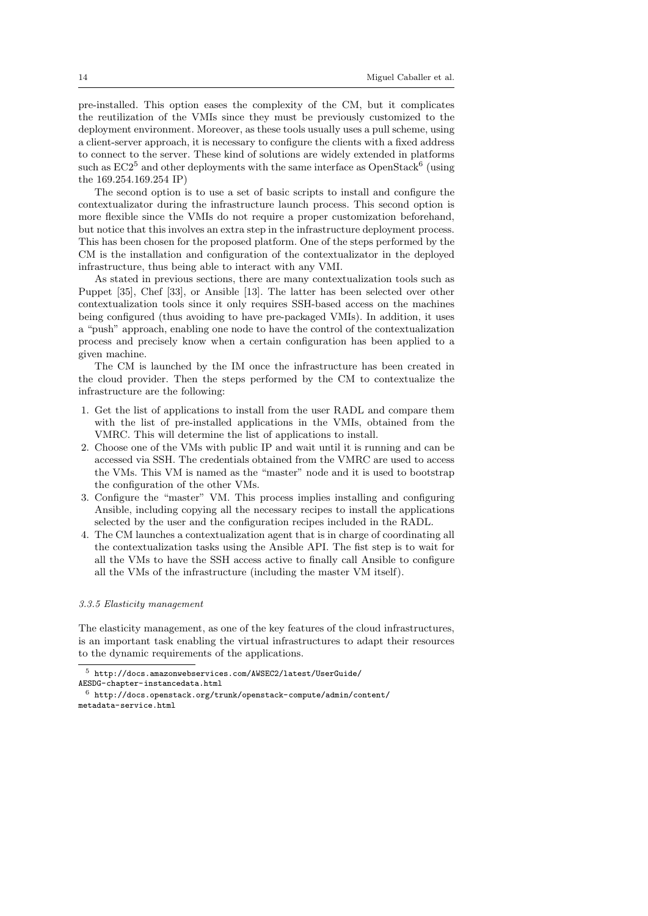pre-installed. This option eases the complexity of the CM, but it complicates the reutilization of the VMIs since they must be previously customized to the deployment environment. Moreover, as these tools usually uses a pull scheme, using a client-server approach, it is necessary to configure the clients with a fixed address to connect to the server. These kind of solutions are widely extended in platforms such as EC2[5] and other deployments with the same interface as OpenStack[6] (using the 169.254.169.254 IP)

The second option is to use a set of basic scripts to install and configure the contextualizator during the infrastructure launch process. This second option is more flexible since the VMIs do not require a proper customization beforehand, but notice that this involves an extra step in the infrastructure deployment process. This has been chosen for the proposed platform. One of the steps performed by the CM is the installation and configuration of the contextualizator in the deployed infrastructure, thus being able to interact with any VMI.

As stated in previous sections, there are many contextualization tools such as Puppet [35], Chef [33], or Ansible [13]. The latter has been selected over other contextualization tools since it only requires SSH-based access on the machines being configured (thus avoiding to have pre-packaged VMIs). In addition, it uses a "push" approach, enabling one node to have the control of the contextualization process and precisely know when a certain configuration has been applied to a given machine.

The CM is launched by the IM once the infrastructure has been created in the cloud provider. Then the steps performed by the CM to contextualize the infrastructure are the following:

1. Get the list of applications to install from the user RADL and compare them with the list of pre-installed applications in the VMIs, obtained from the VMRC. This will determine the list of applications to install.
2. Choose one of the VMs with public IP and wait until it is running and can be accessed via SSH. The credentials obtained from the VMRC are used to access the VMs. This VM is named as the "master" node and it is used to bootstrap the configuration of the other VMs.
3. Configure the "master" VM. This process implies installing and configuring Ansible, including copying all the necessary recipes to install the applications selected by the user and the configuration recipes included in the RADL.
4. The CM launches a contextualization agent that is in charge of coordinating all the contextualization tasks using the Ansible API. The fist step is to wait for all the VMs to have the SSH access active to finally call Ansible to configure all the VMs of the infrastructure (including the master VM itself).

#### *3.3.5 Elasticity management*

The elasticity management, as one of the key features of the cloud infrastructures, is an important task enabling the virtual infrastructures to adapt their resources to the dynamic requirements of the applications.

---

[5] http://docs.amazonwebservices.com/AWSEC2/latest/UserGuide/AESDG-chapter-instancedata.html

[6] http://docs.openstack.org/trunk/openstack-compute/admin/content/metadata-service.html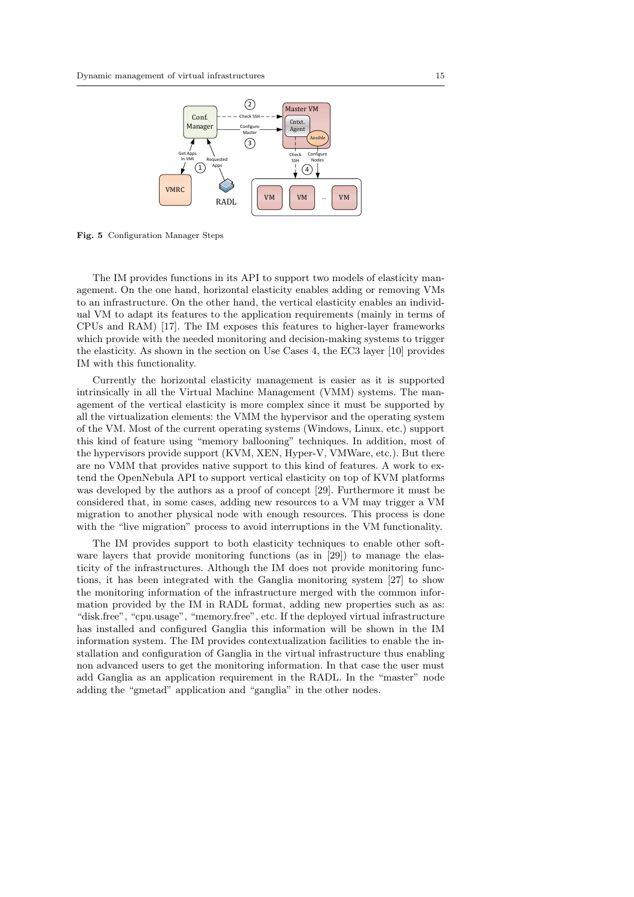Fig. 5 Configuration Manager Steps

The IM provides functions in its API to support two models of elasticity management. On the one hand, horizontal elasticity enables adding or removing VMs to an infrastructure. On the other hand, the vertical elasticity enables an individual VM to adapt its features to the application requirements (mainly in terms of CPUs and RAM) [17]. The IM exposes this features to higher-layer frameworks which provide with the needed monitoring and decision-making systems to trigger the elasticity. As shown in the section on Use Cases 4, the EC3 layer [10] provides IM with this functionality.

Currently the horizontal elasticity management is easier as it is supported intrinsically in all the Virtual Machine Management (VMM) systems. The management of the vertical elasticity is more complex since it must be supported by all the virtualization elements: the VMM the hypervisor and the operating system of the VM. Most of the current operating systems (Windows, Linux, etc.) support this kind of feature using "memory ballooning" techniques. In addition, most of the hypervisors provide support (KVM, XEN, Hyper-V, VMWare, etc.). But there are no VMM that provides native support to this kind of features. A work to extend the OpenNebula API to support vertical elasticity on top of KVM platforms was developed by the authors as a proof of concept [29]. Furthermore it must be considered that, in some cases, adding new resources to a VM may trigger a VM migration to another physical node with enough resources. This process is done with the "live migration" process to avoid interruptions in the VM functionality.

The IM provides support to both elasticity techniques to enable other software layers that provide monitoring functions (as in [29]) to manage the elasticity of the infrastructures. Although the IM does not provide monitoring functions, it has been integrated with the Ganglia monitoring system [27] to show the monitoring information of the infrastructure merged with the common information provided by the IM in RADL format, adding new properties such as as: "disk.free", "cpu.usage", "memory.free", etc. If the deployed virtual infrastructure has installed and configured Ganglia this information will be shown in the IM information system. The IM provides contextualization facilities to enable the installation and configuration of Ganglia in the virtual infrastructure thus enabling non advanced users to get the monitoring information. In that case the user must add Ganglia as an application requirement in the RADL. In the "master" node adding the "gmetad" application and "ganglia" in the other nodes.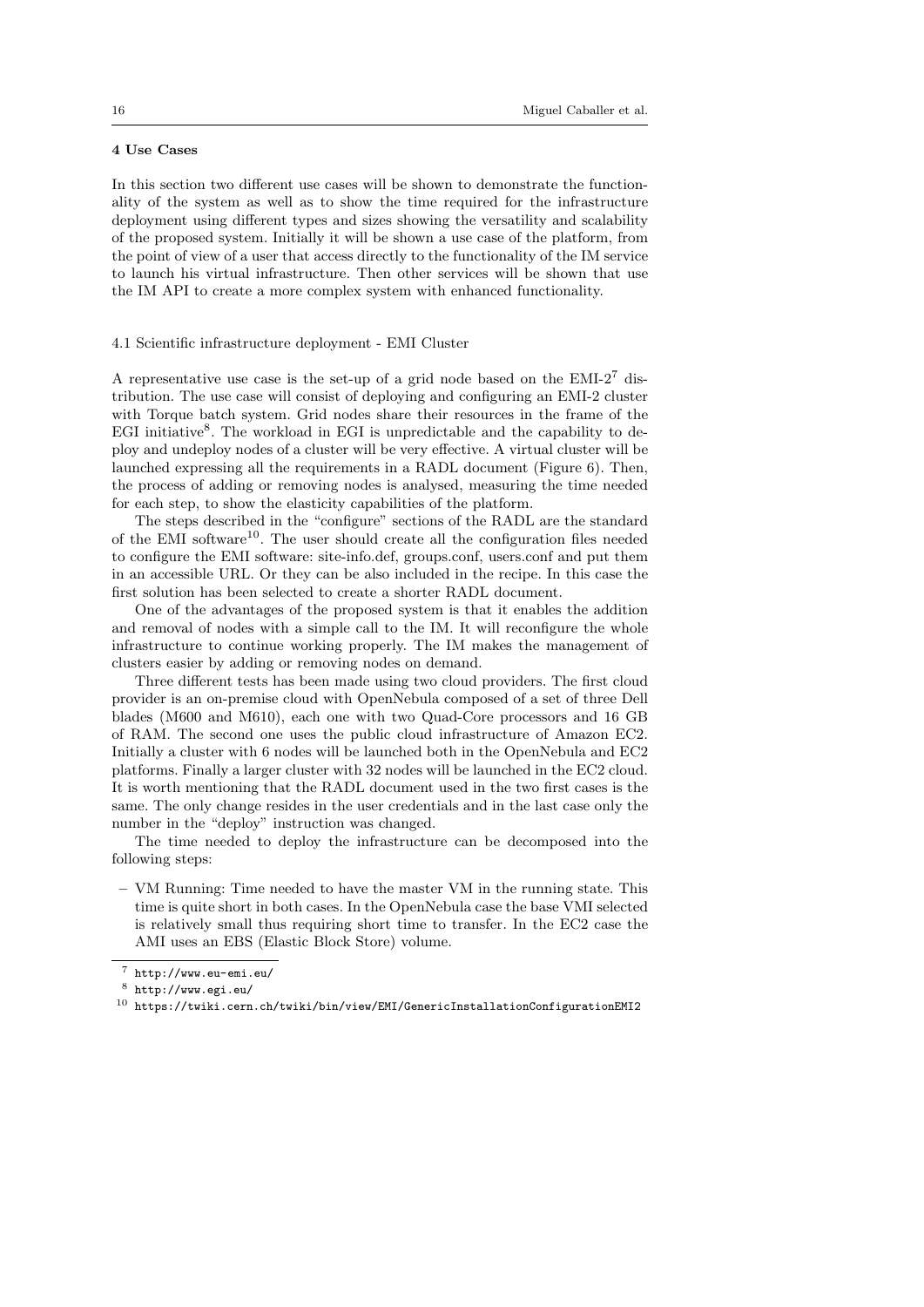## 4 Use Cases

In this section two different use cases will be shown to demonstrate the functionality of the system as well as to show the time required for the infrastructure deployment using different types and sizes showing the versatility and scalability of the proposed system. Initially it will be shown a use case of the platform, from the point of view of a user that access directly to the functionality of the IM service to launch his virtual infrastructure. Then other services will be shown that use the IM API to create a more complex system with enhanced functionality.

### 4.1 Scientific infrastructure deployment - EMI Cluster

A representative use case is the set-up of a grid node based on the EMI-2[7] distribution. The use case will consist of deploying and configuring an EMI-2 cluster with Torque batch system. Grid nodes share their resources in the frame of the EGI initiative[8]. The workload in EGI is unpredictable and the capability to deploy and undeploy nodes of a cluster will be very effective. A virtual cluster will be launched expressing all the requirements in a RADL document (Figure 6). Then, the process of adding or removing nodes is analysed, measuring the time needed for each step, to show the elasticity capabilities of the platform.

The steps described in the "configure" sections of the RADL are the standard of the EMI software[10]. The user should create all the configuration files needed to configure the EMI software: site-info.def, groups.conf, users.conf and put them in an accessible URL. Or they can be also included in the recipe. In this case the first solution has been selected to create a shorter RADL document.

One of the advantages of the proposed system is that it enables the addition and removal of nodes with a simple call to the IM. It will reconfigure the whole infrastructure to continue working properly. The IM makes the management of clusters easier by adding or removing nodes on demand.

Three different tests has been made using two cloud providers. The first cloud provider is an on-premise cloud with OpenNebula composed of a set of three Dell blades (M600 and M610), each one with two Quad-Core processors and 16 GB of RAM. The second one uses the public cloud infrastructure of Amazon EC2. Initially a cluster with 6 nodes will be launched both in the OpenNebula and EC2 platforms. Finally a larger cluster with 32 nodes will be launched in the EC2 cloud. It is worth mentioning that the RADL document used in the two first cases is the same. The only change resides in the user credentials and in the last case only the number in the "deploy" instruction was changed.

The time needed to deploy the infrastructure can be decomposed into the following steps:

- VM Running: Time needed to have the master VM in the running state. This time is quite short in both cases. In the OpenNebula case the base VMI selected is relatively small thus requiring short time to transfer. In the EC2 case the AMI uses an EBS (Elastic Block Store) volume.

[7] http://www.eu-emi.eu/

[8] http://www.egi.eu/

[10] https://twiki.cern.ch/twiki/bin/view/EMI/GenericInstallationConfigurationEMI2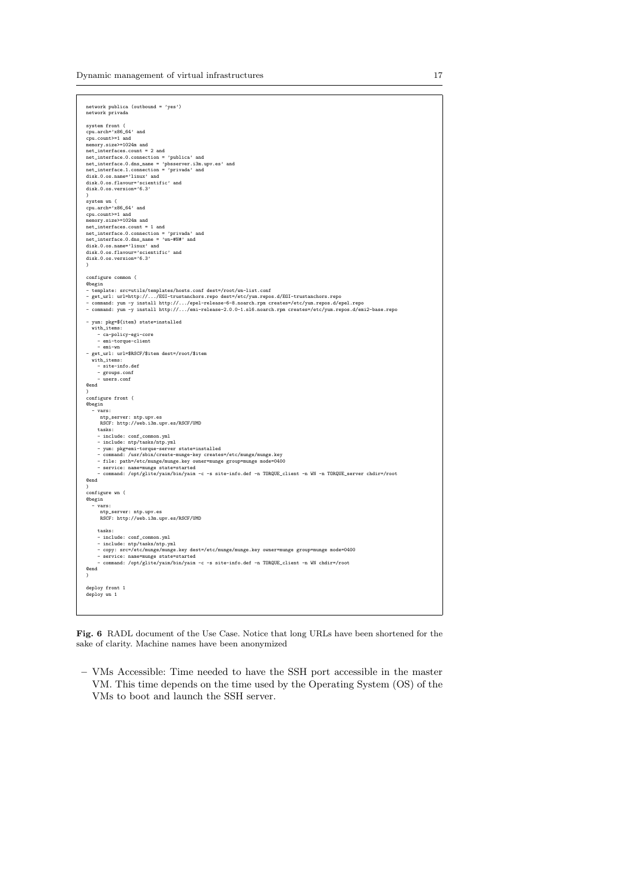```
network publica (outbound = 'yes')
network privada

system front (
cpu.arch='x86_64' and
cpu.count>=1 and
memory.size>=1024m and
net_interfaces.count = 2 and
net_interface.0.connection = 'publica' and
net_interface.0.dns_name = 'pbsserver.i3m.upv.es' and
net_interface.1.connection = 'privada' and
disk.0.os.name='linux' and
disk.0.os.flavour='scientific' and
disk.0.os.version='6.3'
)
system wn (
cpu.arch='x86_64' and
cpu.count>=1 and
memory.size>=1024m and
net_interfaces.count = 1 and
net_interface.0.connection = 'privada' and
net_interface.0.dns_name = 'wn-#N#' and
disk.0.os.name='linux' and
disk.0.os.flavour='scientific' and
disk.0.os.version='6.3'
)

configure common (
@begin
- template: src=utils/templates/hosts.conf dest=/root/wn-list.conf
- get_url: url=http://.../EGI-trustanchors.repo dest=/etc/yum.repos.d/EGI-trustanchors.repo
- command: yum -y install http://.../epel-release-6-8.noarch.rpm creates=/etc/yum.repos.d/epel.repo
- command: yum -y install http://.../emi-release-2.0.0-1.sl6.noarch.rpm creates=/etc/yum.repos.d/emi2-base.repo

- yum: pkg=${item} state=installed
  with_items:
    - ca-policy-egi-core
    - emi-torque-client
    - emi-wn
- get_url: url=$RSCF/$item dest=/root/$item
  with_items:
    - site-info.def
    - groups.conf
    - users.conf
@end
)
configure front (
@begin
  - vars:
     ntp_server: ntp.upv.es
     RSCF: http://web.i3m.upv.es/RSCF/UMD
    tasks:
    - include: conf_common.yml
    - include: ntp/tasks/ntp.yml
    - yum: pkg=emi-torque-server state=installed
    - command: /usr/sbin/create-munge-key creates=/etc/munge/munge.key
    - file: path=/etc/munge/munge.key owner=munge group=munge mode=0400
    - service: name=munge state=started
    - command: /opt/glite/yaim/bin/yaim -c -s site-info.def -n TORQUE_client -n WN -n TORQUE_server chdir=/root
@end
)
configure wn (
@begin
  - vars:
     ntp_server: ntp.upv.es
     RSCF: http://web.i3m.upv.es/RSCF/UMD

    tasks:
    - include: conf_common.yml
    - include: ntp/tasks/ntp.yml
    - copy: src=/etc/munge/munge.key dest=/etc/munge/munge.key owner=munge group=munge mode=0400
    - service: name=munge state=started
    - command: /opt/glite/yaim/bin/yaim -c -s site-info.def -n TORQUE_client -n WN chdir=/root
@end
)

deploy front 1
deploy wn 1
```

**Fig. 6** RDAL document of the Use Case. Notice that long URLs have been shortened for the sake of clarity. Machine names have been anonymized

– VMs Accessible: Time needed to have the SSH port accessible in the master VM. This time depends on the time used by the Operating System (OS) of the VMs to boot and launch the SSH server.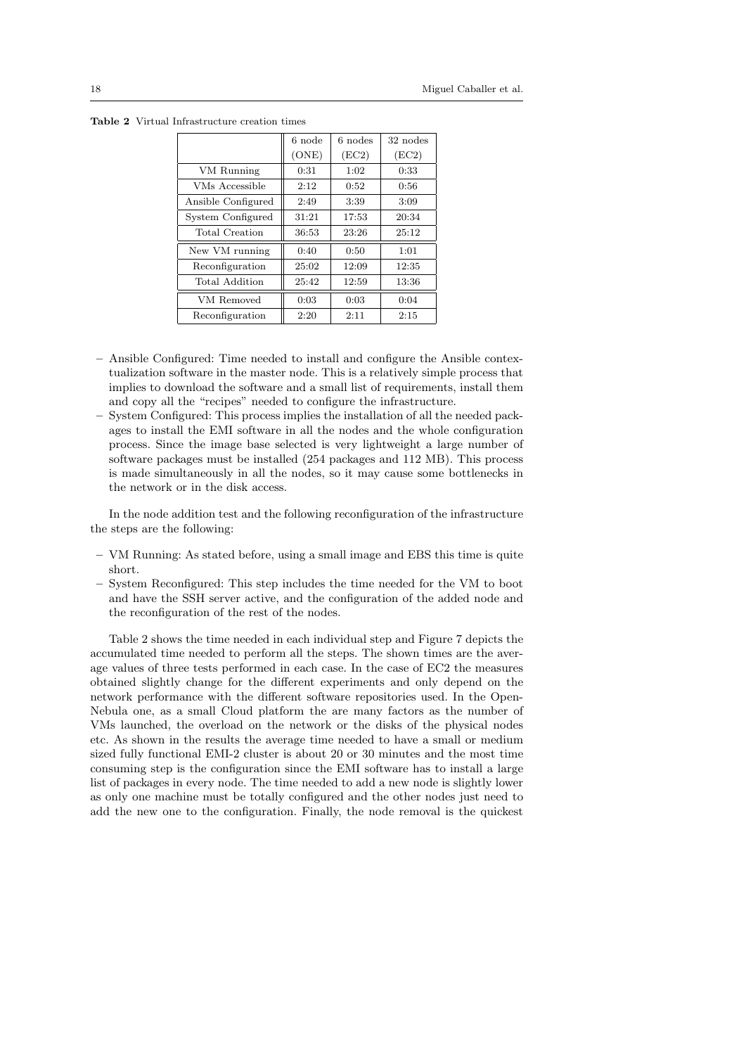**Table 2** Virtual Infrastructure creation times

| | 6 node (ONE) | 6 nodes (EC2) | 32 nodes (EC2) |
|---|---|---|---|
| VM Running | 0:31 | 1:02 | 0:33 |
| VMs Accessible | 2:12 | 0:52 | 0:56 |
| Ansible Configured | 2:49 | 3:39 | 3:09 |
| System Configured | 31:21 | 17:53 | 20:34 |
| Total Creation | 36:53 | 23:26 | 25:12 |
| New VM running | 0:40 | 0:50 | 1:01 |
| Reconfiguration | 25:02 | 12:09 | 12:35 |
| Total Addition | 25:42 | 12:59 | 13:36 |
| VM Removed | 0:03 | 0:03 | 0:04 |
| Reconfiguration | 2:20 | 2:11 | 2:15 |

- Ansible Configured: Time needed to install and configure the Ansible contextualization software in the master node. This is a relatively simple process that implies to download the software and a small list of requirements, install them and copy all the "recipes" needed to configure the infrastructure.
- System Configured: This process implies the installation of all the needed packages to install the EMI software in all the nodes and the whole configuration process. Since the image base selected is very lightweight a large number of software packages must be installed (254 packages and 112 MB). This process is made simultaneously in all the nodes, so it may cause some bottlenecks in the network or in the disk access.

In the node addition test and the following reconfiguration of the infrastructure the steps are the following:

- VM Running: As stated before, using a small image and EBS this time is quite short.
- System Reconfigured: This step includes the time needed for the VM to boot and have the SSH server active, and the configuration of the added node and the reconfiguration of the rest of the nodes.

Table 2 shows the time needed in each individual step and Figure 7 depicts the accumulated time needed to perform all the steps. The shown times are the average values of three tests performed in each case. In the case of EC2 the measures obtained slightly change for the different experiments and only depend on the network performance with the different software repositories used. In the OpenNebula one, as a small Cloud platform the are many factors as the number of VMs launched, the overload on the network or the disks of the physical nodes etc. As shown in the results the average time needed to have a small or medium sized fully functional EMI-2 cluster is about 20 or 30 minutes and the most time consuming step is the configuration since the EMI software has to install a large list of packages in every node. The time needed to add a new node is slightly lower as only one machine must be totally configured and the other nodes just need to add the new one to the configuration. Finally, the node removal is the quickest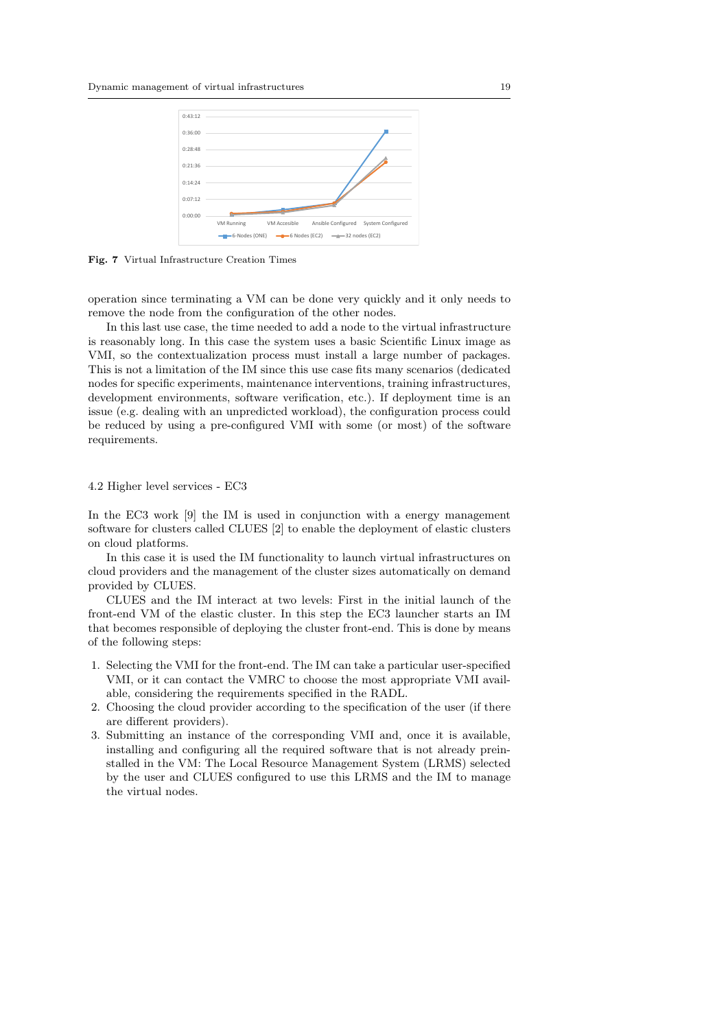Fig. 7 Virtual Infrastructure Creation Times

operation since terminating a VM can be done very quickly and it only needs to remove the node from the configuration of the other nodes.

In this last use case, the time needed to add a node to the virtual infrastructure is reasonably long. In this case the system uses a basic Scientific Linux image as VMI, so the contextualization process must install a large number of packages. This is not a limitation of the IM since this use case fits many scenarios (dedicated nodes for specific experiments, maintenance interventions, training infrastructures, development environments, software verification, etc.). If deployment time is an issue (e.g. dealing with an unpredicted workload), the configuration process could be reduced by using a pre-configured VMI with some (or most) of the software requirements.

### 4.2 Higher level services - EC3

In the EC3 work [9] the IM is used in conjunction with a energy management software for clusters called CLUES [2] to enable the deployment of elastic clusters on cloud platforms.

In this case it is used the IM functionality to launch virtual infrastructures on cloud providers and the management of the cluster sizes automatically on demand provided by CLUES.

CLUES and the IM interact at two levels: First in the initial launch of the front-end VM of the elastic cluster. In this step the EC3 launcher starts an IM that becomes responsible of deploying the cluster front-end. This is done by means of the following steps:

1. Selecting the VMI for the front-end. The IM can take a particular user-specified VMI, or it can contact the VMRC to choose the most appropriate VMI available, considering the requirements specified in the RADL.
2. Choosing the cloud provider according to the specification of the user (if there are different providers).
3. Submitting an instance of the corresponding VMI and, once it is available, installing and configuring all the required software that is not already preinstalled in the VM: The Local Resource Management System (LRMS) selected by the user and CLUES configured to use this LRMS and the IM to manage the virtual nodes.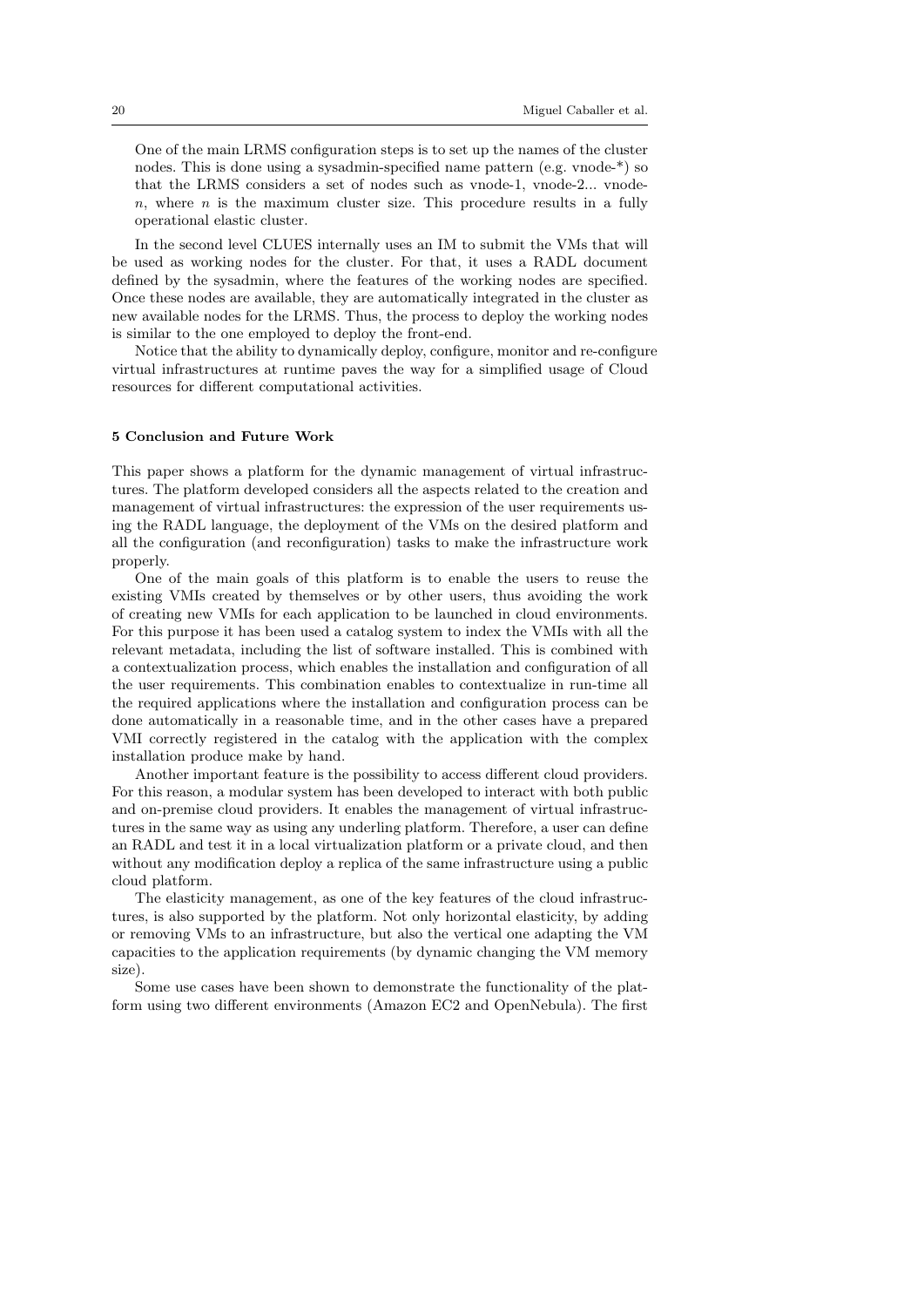One of the main LRMS configuration steps is to set up the names of the cluster nodes. This is done using a sysadmin-specified name pattern (e.g. vnode-*) so that the LRMS considers a set of nodes such as vnode-1, vnode-2... vnode-$n$, where $n$ is the maximum cluster size. This procedure results in a fully operational elastic cluster.

In the second level CLUES internally uses an IM to submit the VMs that will be used as working nodes for the cluster. For that, it uses a RADL document defined by the sysadmin, where the features of the working nodes are specified. Once these nodes are available, they are automatically integrated in the cluster as new available nodes for the LRMS. Thus, the process to deploy the working nodes is similar to the one employed to deploy the front-end.

Notice that the ability to dynamically deploy, configure, monitor and re-configure virtual infrastructures at runtime paves the way for a simplified usage of Cloud resources for different computational activities.

## 5 Conclusion and Future Work

This paper shows a platform for the dynamic management of virtual infrastructures. The platform developed considers all the aspects related to the creation and management of virtual infrastructures: the expression of the user requirements using the RADL language, the deployment of the VMs on the desired platform and all the configuration (and reconfiguration) tasks to make the infrastructure work properly.

One of the main goals of this platform is to enable the users to reuse the existing VMIs created by themselves or by other users, thus avoiding the work of creating new VMIs for each application to be launched in cloud environments. For this purpose it has been used a catalog system to index the VMIs with all the relevant metadata, including the list of software installed. This is combined with a contextualization process, which enables the installation and configuration of all the user requirements. This combination enables to contextualize in run-time all the required applications where the installation and configuration process can be done automatically in a reasonable time, and in the other cases have a prepared VMI correctly registered in the catalog with the application with the complex installation produce make by hand.

Another important feature is the possibility to access different cloud providers. For this reason, a modular system has been developed to interact with both public and on-premise cloud providers. It enables the management of virtual infrastructures in the same way as using any underling platform. Therefore, a user can define an RADL and test it in a local virtualization platform or a private cloud, and then without any modification deploy a replica of the same infrastructure using a public cloud platform.

The elasticity management, as one of the key features of the cloud infrastructures, is also supported by the platform. Not only horizontal elasticity, by adding or removing VMs to an infrastructure, but also the vertical one adapting the VM capacities to the application requirements (by dynamic changing the VM memory size).

Some use cases have been shown to demonstrate the functionality of the platform using two different environments (Amazon EC2 and OpenNebula). The first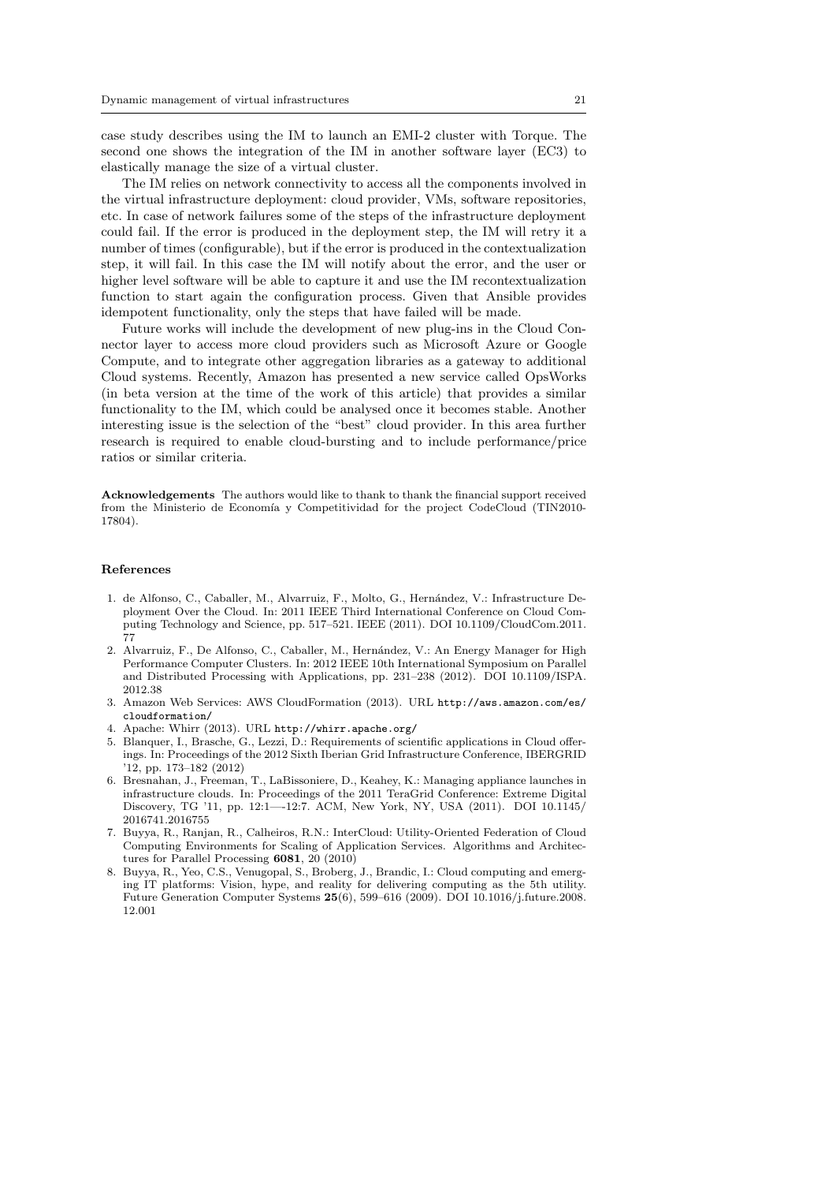case study describes using the IM to launch an EMI-2 cluster with Torque. The second one shows the integration of the IM in another software layer (EC3) to elastically manage the size of a virtual cluster.

The IM relies on network connectivity to access all the components involved in the virtual infrastructure deployment: cloud provider, VMs, software repositories, etc. In case of network failures some of the steps of the infrastructure deployment could fail. If the error is produced in the deployment step, the IM will retry it a number of times (configurable), but if the error is produced in the contextualization step, it will fail. In this case the IM will notify about the error, and the user or higher level software will be able to capture it and use the IM recontextualization function to start again the configuration process. Given that Ansible provides idempotent functionality, only the steps that have failed will be made.

Future works will include the development of new plug-ins in the Cloud Connector layer to access more cloud providers such as Microsoft Azure or Google Compute, and to integrate other aggregation libraries as a gateway to additional Cloud systems. Recently, Amazon has presented a new service called OpsWorks (in beta version at the time of the work of this article) that provides a similar functionality to the IM, which could be analysed once it becomes stable. Another interesting issue is the selection of the "best" cloud provider. In this area further research is required to enable cloud-bursting and to include performance/price ratios or similar criteria.

**Acknowledgements** The authors would like to thank to thank the financial support received from the Ministerio de Economía y Competitividad for the project CodeCloud (TIN2010-17804).

## References

1. de Alfonso, C., Caballer, M., Alvarruiz, F., Molto, G., Hernández, V.: Infrastructure Deployment Over the Cloud. In: 2011 IEEE Third International Conference on Cloud Computing Technology and Science, pp. 517–521. IEEE (2011). DOI 10.1109/CloudCom.2011.77
2. Alvarruiz, F., De Alfonso, C., Caballer, M., Hernández, V.: An Energy Manager for High Performance Computer Clusters. In: 2012 IEEE 10th International Symposium on Parallel and Distributed Processing with Applications, pp. 231–238 (2012). DOI 10.1109/ISPA.2012.38
3. Amazon Web Services: AWS CloudFormation (2013). URL http://aws.amazon.com/es/cloudformation/
4. Apache: Whirr (2013). URL http://whirr.apache.org/
5. Blanquer, I., Brasche, G., Lezzi, D.: Requirements of scientific applications in Cloud offerings. In: Proceedings of the 2012 Sixth Iberian Grid Infrastructure Conference, IBERGRID '12, pp. 173–182 (2012)
6. Bresnahan, J., Freeman, T., LaBissoniere, D., Keahey, K.: Managing appliance launches in infrastructure clouds. In: Proceedings of the 2011 TeraGrid Conference: Extreme Digital Discovery, TG '11, pp. 12:1—-12:7. ACM, New York, NY, USA (2011). DOI 10.1145/2016741.2016755
7. Buyya, R., Ranjan, R., Calheiros, R.N.: InterCloud: Utility-Oriented Federation of Cloud Computing Environments for Scaling of Application Services. Algorithms and Architectures for Parallel Processing **6081**, 20 (2010)
8. Buyya, R., Yeo, C.S., Venugopal, S., Broberg, J., Brandic, I.: Cloud computing and emerging IT platforms: Vision, hype, and reality for delivering computing as the 5th utility. Future Generation Computer Systems **25**(6), 599–616 (2009). DOI 10.1016/j.future.2008.12.001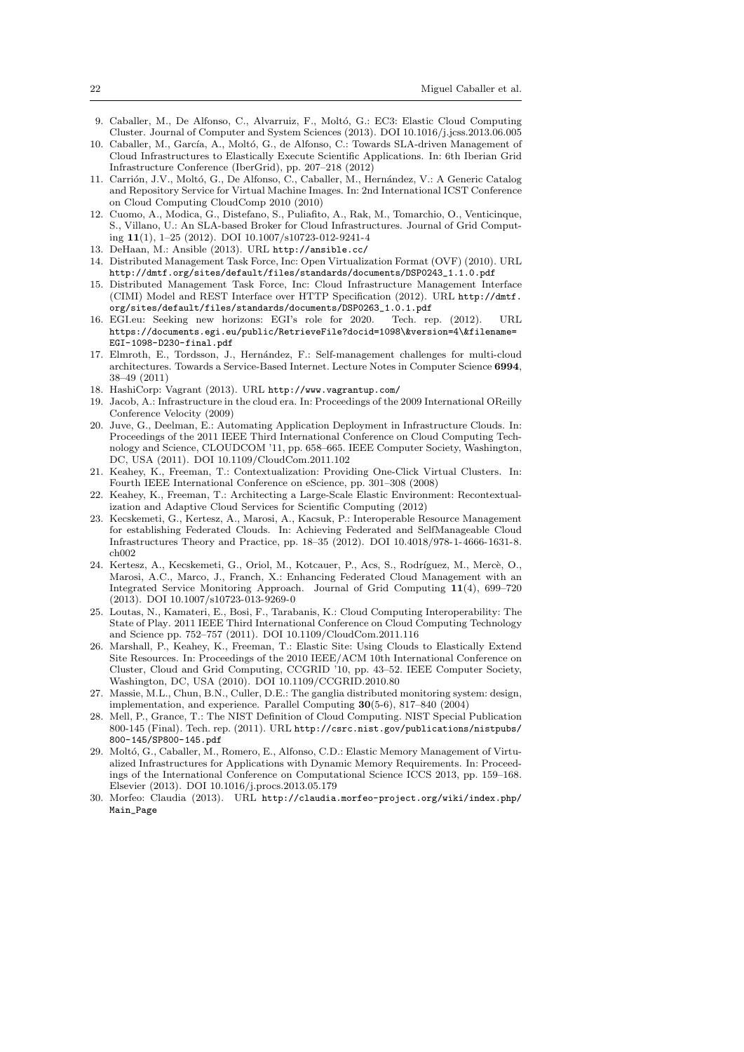9. Caballer, M., De Alfonso, C., Alvarruiz, F., Moltó, G.: EC3: Elastic Cloud Computing Cluster. Journal of Computer and System Sciences (2013). DOI 10.1016/j.jcss.2013.06.005
10. Caballer, M., García, A., Moltó, G., de Alfonso, C.: Towards SLA-driven Management of Cloud Infrastructures to Elastically Execute Scientific Applications. In: 6th Iberian Grid Infrastructure Conference (IberGrid), pp. 207–218 (2012)
11. Carrión, J.V., Moltó, G., De Alfonso, C., Caballer, M., Hernández, V.: A Generic Catalog and Repository Service for Virtual Machine Images. In: 2nd International ICST Conference on Cloud Computing CloudComp 2010 (2010)
12. Cuomo, A., Modica, G., Distefano, S., Puliafito, A., Rak, M., Tomarchio, O., Venticinque, S., Villano, U.: An SLA-based Broker for Cloud Infrastructures. Journal of Grid Computing **11**(1), 1–25 (2012). DOI 10.1007/s10723-012-9241-4
13. DeHaan, M.: Ansible (2013). URL http://ansible.cc/
14. Distributed Management Task Force, Inc: Open Virtualization Format (OVF) (2010). URL http://dmtf.org/sites/default/files/standards/documents/DSP0243_1.1.0.pdf
15. Distributed Management Task Force, Inc: Cloud Infrastructure Management Interface (CIMI) Model and REST Interface over HTTP Specification (2012). URL http://dmtf.org/sites/default/files/standards/documents/DSP0263_1.0.1.pdf
16. EGI.eu: Seeking new horizons: EGI's role for 2020. Tech. rep. (2012). URL https://documents.egi.eu/public/RetrieveFile?docid=1098\&version=4\&filename=EGI-1098-D230-final.pdf
17. Elmroth, E., Tordsson, J., Hernández, F.: Self-management challenges for multi-cloud architectures. Towards a Service-Based Internet. Lecture Notes in Computer Science **6994**, 38–49 (2011)
18. HashiCorp: Vagrant (2013). URL http://www.vagrantup.com/
19. Jacob, A.: Infrastructure in the cloud era. In: Proceedings of the 2009 International OReilly Conference Velocity (2009)
20. Juve, G., Deelman, E.: Automating Application Deployment in Infrastructure Clouds. In: Proceedings of the 2011 IEEE Third International Conference on Cloud Computing Technology and Science, CLOUDCOM '11, pp. 658–665. IEEE Computer Society, Washington, DC, USA (2011). DOI 10.1109/CloudCom.2011.102
21. Keahey, K., Freeman, T.: Contextualization: Providing One-Click Virtual Clusters. In: Fourth IEEE International Conference on eScience, pp. 301–308 (2008)
22. Keahey, K., Freeman, T.: Architecting a Large-Scale Elastic Environment: Recontextualization and Adaptive Cloud Services for Scientific Computing (2012)
23. Kecskemeti, G., Kertesz, A., Marosi, A., Kacsuk, P.: Interoperable Resource Management for establishing Federated Clouds. In: Achieving Federated and SelfManageable Cloud Infrastructures Theory and Practice, pp. 18–35 (2012). DOI 10.4018/978-1-4666-1631-8.ch002
24. Kertesz, A., Kecskemeti, G., Oriol, M., Kotcauer, P., Acs, S., Rodríguez, M., Mercè, O., Marosi, A.C., Marco, J., Franch, X.: Enhancing Federated Cloud Management with an Integrated Service Monitoring Approach. Journal of Grid Computing **11**(4), 699–720 (2013). DOI 10.1007/s10723-013-9269-0
25. Loutas, N., Kamateri, E., Bosi, F., Tarabanis, K.: Cloud Computing Interoperability: The State of Play. 2011 IEEE Third International Conference on Cloud Computing Technology and Science pp. 752–757 (2011). DOI 10.1109/CloudCom.2011.116
26. Marshall, P., Keahey, K., Freeman, T.: Elastic Site: Using Clouds to Elastically Extend Site Resources. In: Proceedings of the 2010 IEEE/ACM 10th International Conference on Cluster, Cloud and Grid Computing, CCGRID '10, pp. 43–52. IEEE Computer Society, Washington, DC, USA (2010). DOI 10.1109/CCGRID.2010.80
27. Massie, M.L., Chun, B.N., Culler, D.E.: The ganglia distributed monitoring system: design, implementation, and experience. Parallel Computing **30**(5-6), 817–840 (2004)
28. Mell, P., Grance, T.: The NIST Definition of Cloud Computing. NIST Special Publication 800-145 (Final). Tech. rep. (2011). URL http://csrc.nist.gov/publications/nistpubs/800-145/SP800-145.pdf
29. Moltó, G., Caballer, M., Romero, E., Alfonso, C.D.: Elastic Memory Management of Virtualized Infrastructures for Applications with Dynamic Memory Requirements. In: Proceedings of the International Conference on Computational Science ICCS 2013, pp. 159–168. Elsevier (2013). DOI 10.1016/j.procs.2013.05.179
30. Morfeo: Claudia (2013). URL http://claudia.morfeo-project.org/wiki/index.php/Main_Page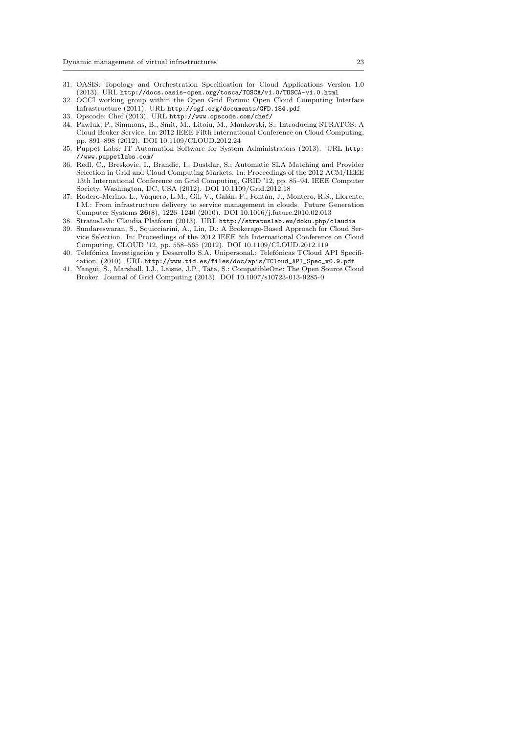31. OASIS: Topology and Orchestration Specification for Cloud Applications Version 1.0 (2013). URL http://docs.oasis-open.org/tosca/TOSCA/v1.0/TOSCA-v1.0.html
32. OCCI working group within the Open Grid Forum: Open Cloud Computing Interface Infrastructure (2011). URL http://ogf.org/documents/GFD.184.pdf
33. Opscode: Chef (2013). URL http://www.opscode.com/chef/
34. Pawluk, P., Simmons, B., Smit, M., Litoiu, M., Mankovski, S.: Introducing STRATOS: A Cloud Broker Service. In: 2012 IEEE Fifth International Conference on Cloud Computing, pp. 891–898 (2012). DOI 10.1109/CLOUD.2012.24
35. Puppet Labs: IT Automation Software for System Administrators (2013). URL http://www.puppetlabs.com/
36. Redl, C., Breskovic, I., Brandic, I., Dustdar, S.: Automatic SLA Matching and Provider Selection in Grid and Cloud Computing Markets. In: Proceedings of the 2012 ACM/IEEE 13th International Conference on Grid Computing, GRID '12, pp. 85–94. IEEE Computer Society, Washington, DC, USA (2012). DOI 10.1109/Grid.2012.18
37. Rodero-Merino, L., Vaquero, L.M., Gil, V., Galán, F., Fontán, J., Montero, R.S., Llorente, I.M.: From infrastructure delivery to service management in clouds. Future Generation Computer Systems **26**(8), 1226–1240 (2010). DOI 10.1016/j.future.2010.02.013
38. StratusLab: Claudia Platform (2013). URL http://stratuslab.eu/doku.php/claudia
39. Sundareswaran, S., Squicciarini, A., Lin, D.: A Brokerage-Based Approach for Cloud Service Selection. In: Proceedings of the 2012 IEEE 5th International Conference on Cloud Computing, CLOUD '12, pp. 558–565 (2012). DOI 10.1109/CLOUD.2012.119
40. Telefónica Investigación y Desarrollo S.A. Unipersonal.: Telefónicas TCloud API Specification. (2010). URL http://www.tid.es/files/doc/apis/TCloud_API_Spec_v0.9.pdf
41. Yangui, S., Marshall, I.J., Laisne, J.P., Tata, S.: CompatibleOne: The Open Source Cloud Broker. Journal of Grid Computing (2013). DOI 10.1007/s10723-013-9285-0